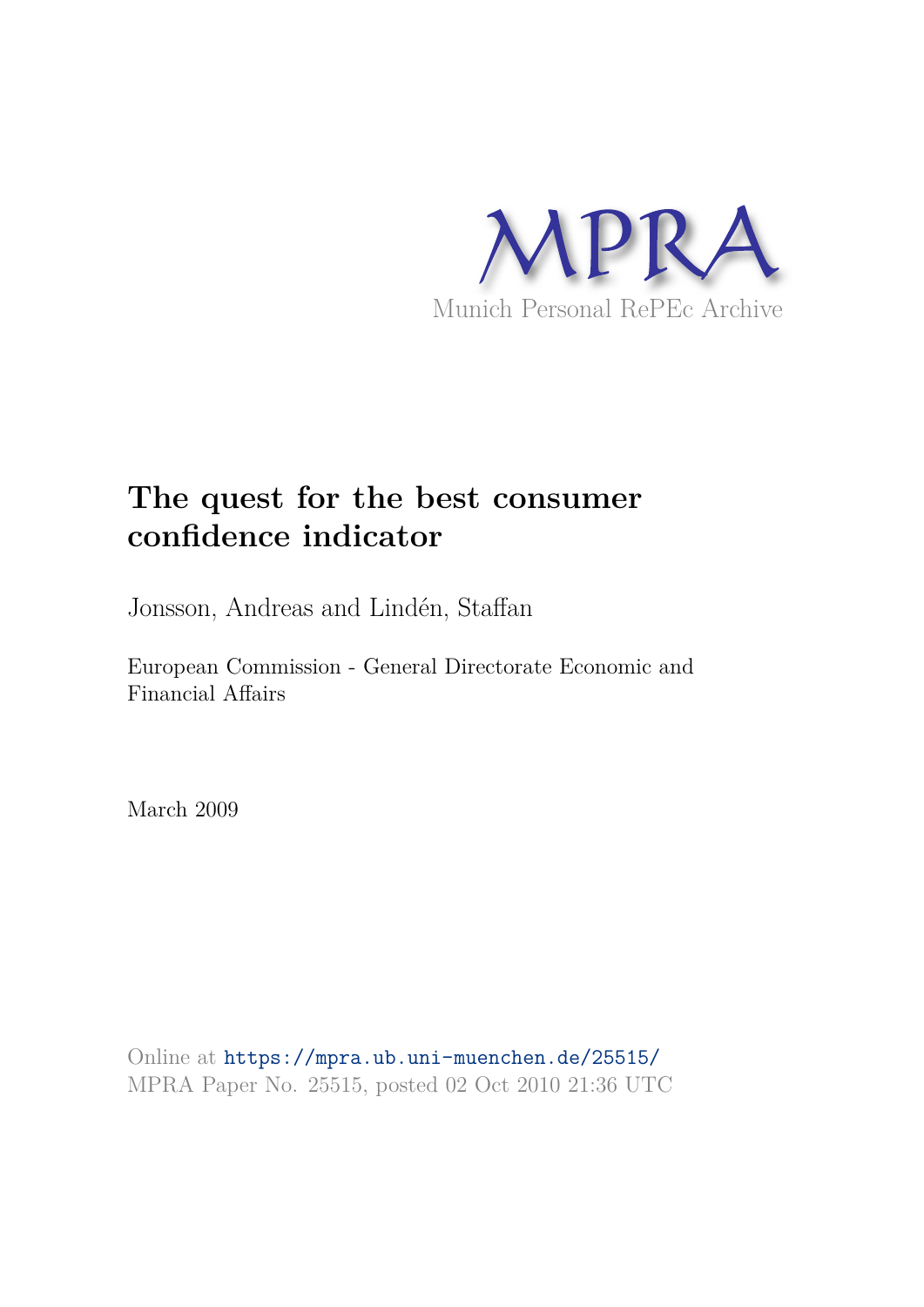MPRA

Munich Personal RePEc Archive

# The quest for the best consumer confidence indicator

Jonsson, Andreas and Lindén, Staffan

European Commission - General Directorate Economic and Financial Affairs

March 2009

Online at https://mpra.ub.uni-muenchen.de/25515/
MPRA Paper No. 25515, posted 02 Oct 2010 21:36 UTC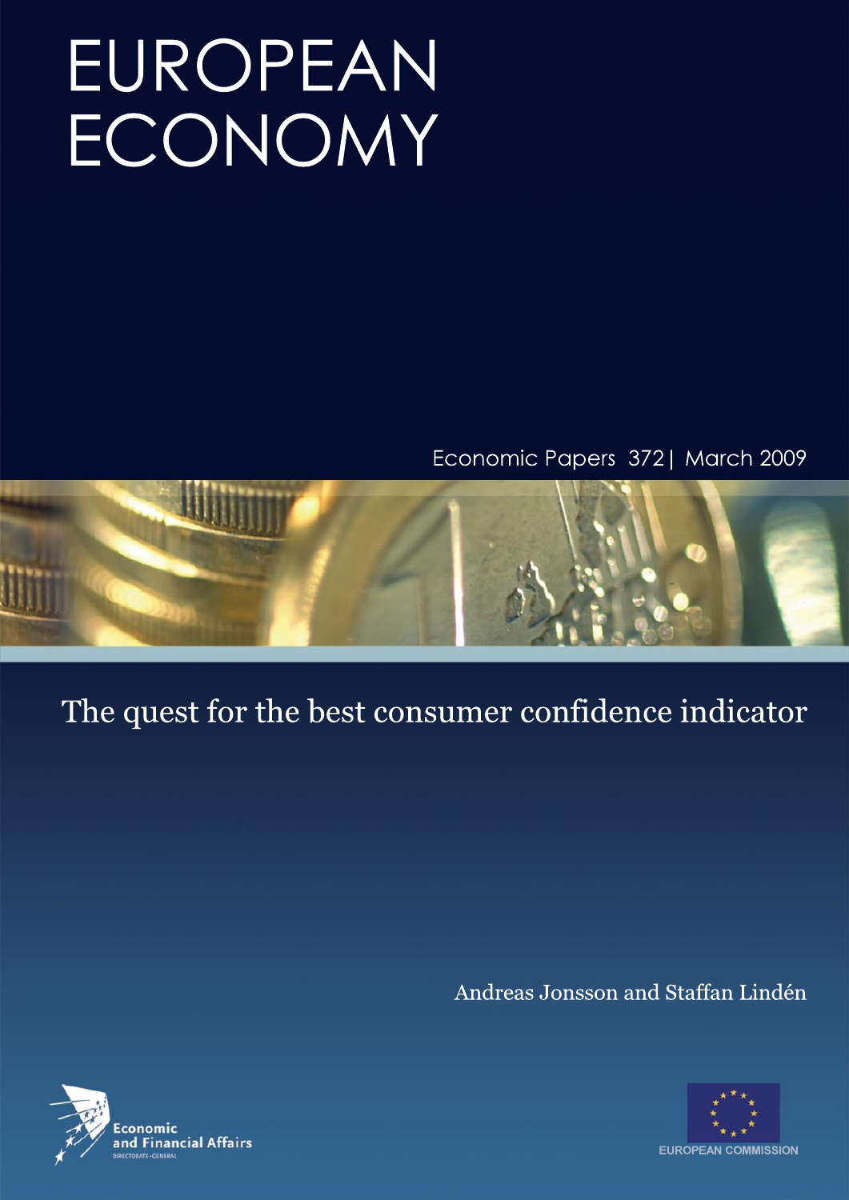# EUROPEAN ECONOMY

Economic Papers 372| March 2009

## The quest for the best consumer confidence indicator

Andreas Jonsson and Staffan Lindén

Economic and Financial Affairs
DIRECTORATE-GENERAL

EUROPEAN COMMISSION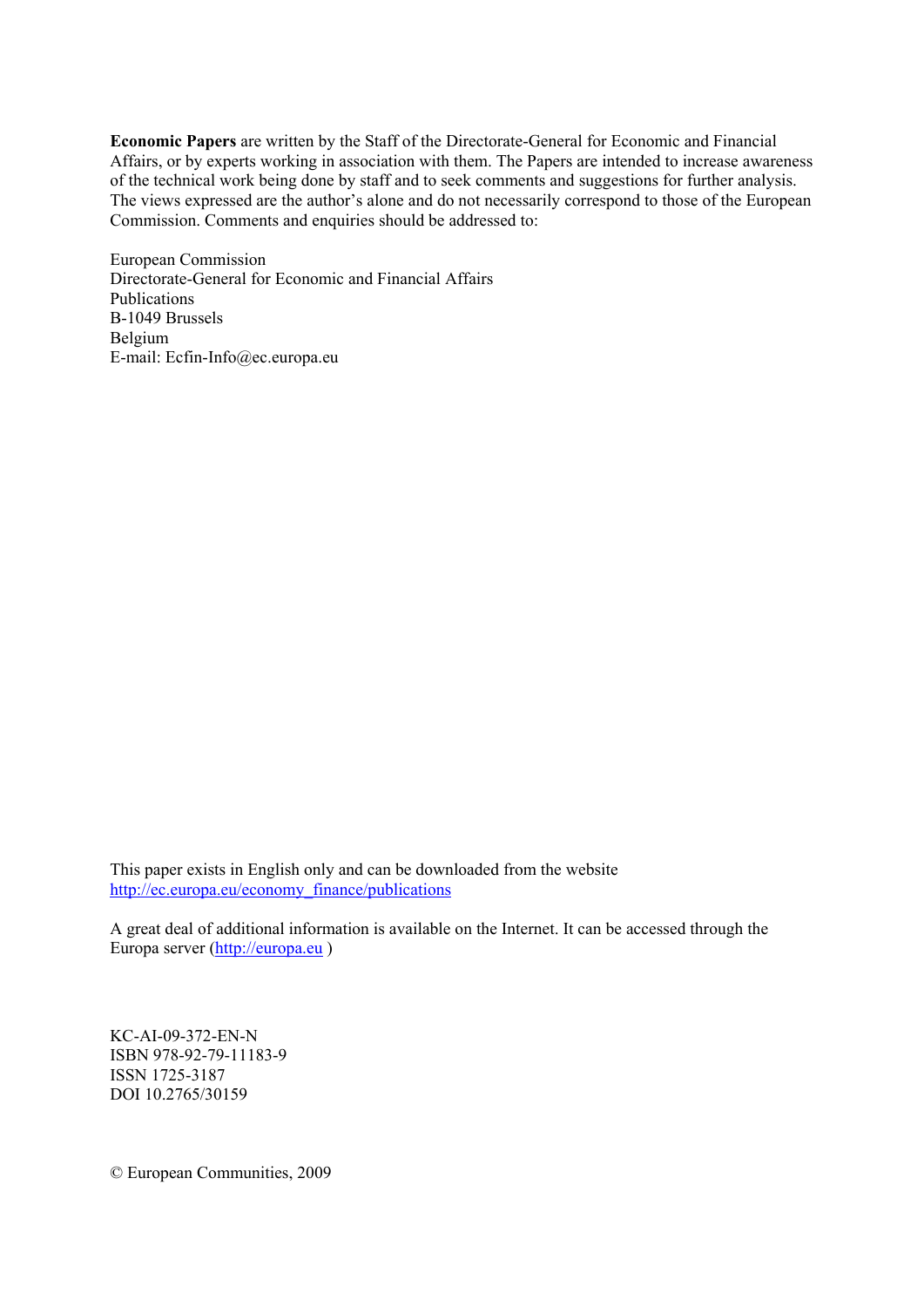**Economic Papers** are written by the Staff of the Directorate-General for Economic and Financial Affairs, or by experts working in association with them. The Papers are intended to increase awareness of the technical work being done by staff and to seek comments and suggestions for further analysis. The views expressed are the author's alone and do not necessarily correspond to those of the European Commission. Comments and enquiries should be addressed to:

European Commission
Directorate-General for Economic and Financial Affairs
Publications
B-1049 Brussels
Belgium
E-mail: Ecfin-Info@ec.europa.eu

This paper exists in English only and can be downloaded from the website
http://ec.europa.eu/economy_finance/publications

A great deal of additional information is available on the Internet. It can be accessed through the Europa server (http://europa.eu )

KC-AI-09-372-EN-N
ISBN 978-92-79-11183-9
ISSN 1725-3187
DOI 10.2765/30159

© European Communities, 2009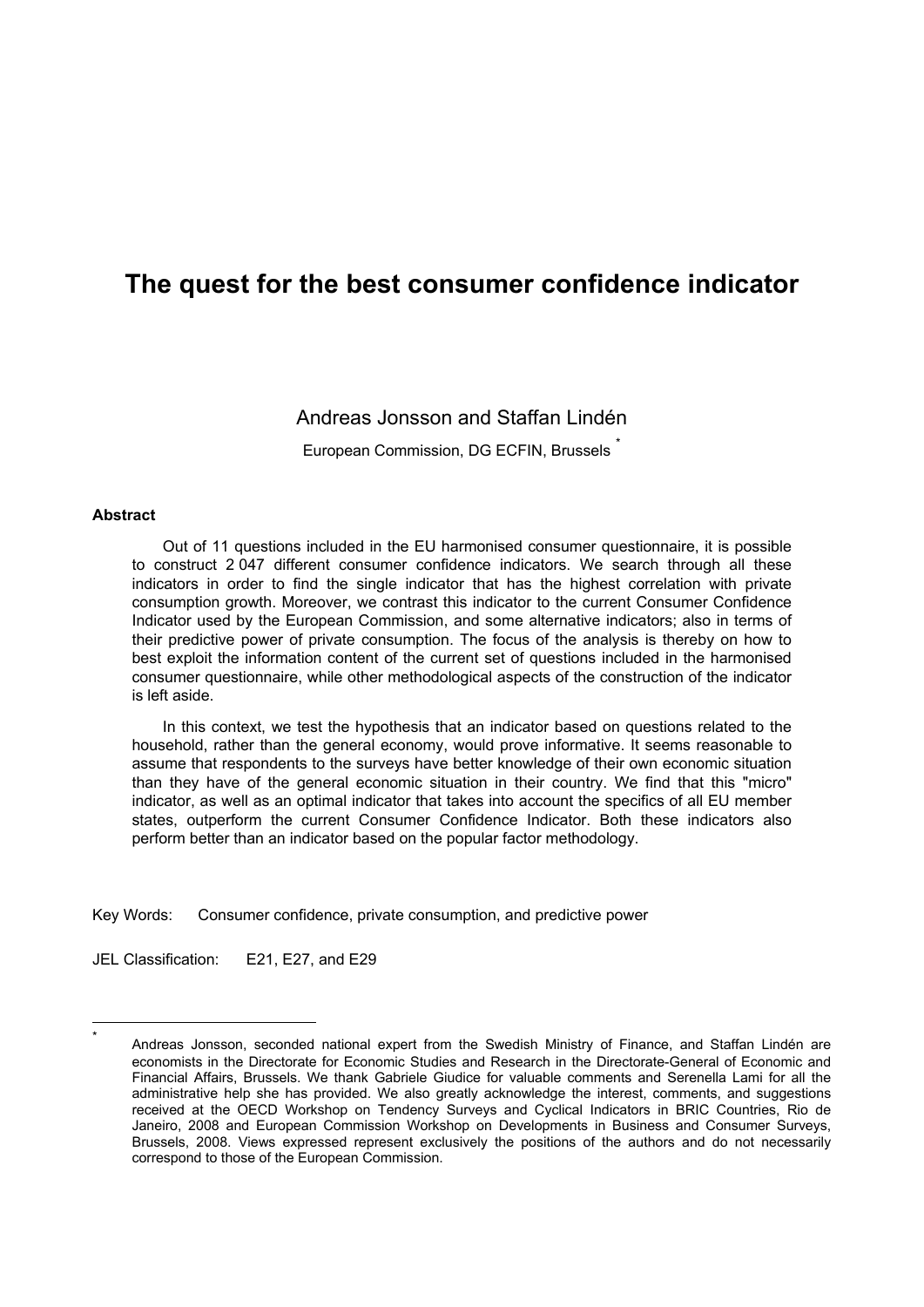# The quest for the best consumer confidence indicator

Andreas Jonsson and Staffan Lindén

European Commission, DG ECFIN, Brussels [*]

**Abstract**

Out of 11 questions included in the EU harmonised consumer questionnaire, it is possible to construct 2 047 different consumer confidence indicators. We search through all these indicators in order to find the single indicator that has the highest correlation with private consumption growth. Moreover, we contrast this indicator to the current Consumer Confidence Indicator used by the European Commission, and some alternative indicators; also in terms of their predictive power of private consumption. The focus of the analysis is thereby on how to best exploit the information content of the current set of questions included in the harmonised consumer questionnaire, while other methodological aspects of the construction of the indicator is left aside.

In this context, we test the hypothesis that an indicator based on questions related to the household, rather than the general economy, would prove informative. It seems reasonable to assume that respondents to the surveys have better knowledge of their own economic situation than they have of the general economic situation in their country. We find that this "micro" indicator, as well as an optimal indicator that takes into account the specifics of all EU member states, outperform the current Consumer Confidence Indicator. Both these indicators also perform better than an indicator based on the popular factor methodology.

Key Words: Consumer confidence, private consumption, and predictive power

JEL Classification: E21, E27, and E29

---

[*] Andreas Jonsson, seconded national expert from the Swedish Ministry of Finance, and Staffan Lindén are economists in the Directorate for Economic Studies and Research in the Directorate-General of Economic and Financial Affairs, Brussels. We thank Gabriele Giudice for valuable comments and Serenella Lami for all the administrative help she has provided. We also greatly acknowledge the interest, comments, and suggestions received at the OECD Workshop on Tendency Surveys and Cyclical Indicators in BRIC Countries, Rio de Janeiro, 2008 and European Commission Workshop on Developments in Business and Consumer Surveys, Brussels, 2008. Views expressed represent exclusively the positions of the authors and do not necessarily correspond to those of the European Commission.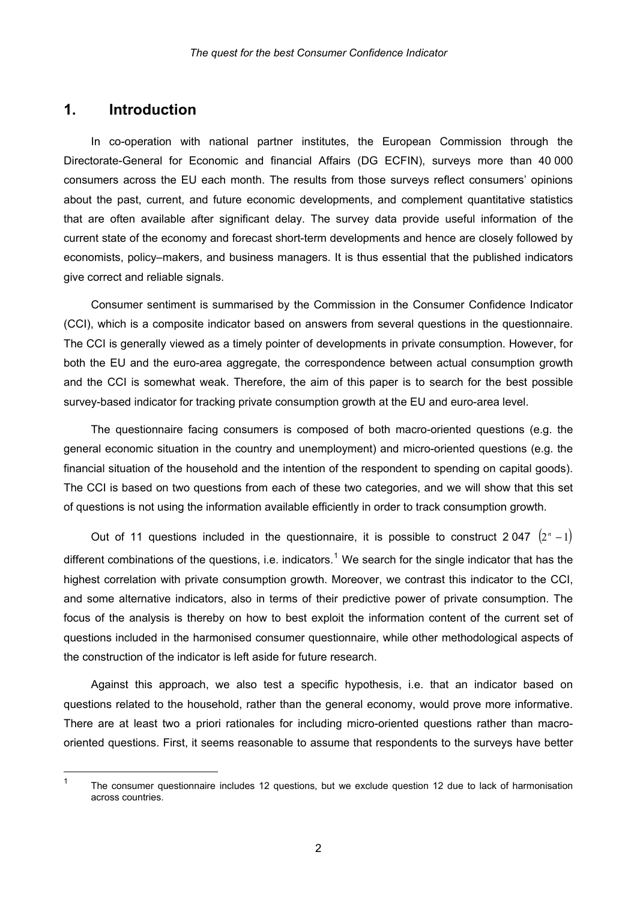## 1. Introduction

In co-operation with national partner institutes, the European Commission through the Directorate-General for Economic and financial Affairs (DG ECFIN), surveys more than 40 000 consumers across the EU each month. The results from those surveys reflect consumers' opinions about the past, current, and future economic developments, and complement quantitative statistics that are often available after significant delay. The survey data provide useful information of the current state of the economy and forecast short-term developments and hence are closely followed by economists, policy–makers, and business managers. It is thus essential that the published indicators give correct and reliable signals.

Consumer sentiment is summarised by the Commission in the Consumer Confidence Indicator (CCI), which is a composite indicator based on answers from several questions in the questionnaire. The CCI is generally viewed as a timely pointer of developments in private consumption. However, for both the EU and the euro-area aggregate, the correspondence between actual consumption growth and the CCI is somewhat weak. Therefore, the aim of this paper is to search for the best possible survey-based indicator for tracking private consumption growth at the EU and euro-area level.

The questionnaire facing consumers is composed of both macro-oriented questions (e.g. the general economic situation in the country and unemployment) and micro-oriented questions (e.g. the financial situation of the household and the intention of the respondent to spending on capital goods). The CCI is based on two questions from each of these two categories, and we will show that this set of questions is not using the information available efficiently in order to track consumption growth.

Out of 11 questions included in the questionnaire, it is possible to construct 2 047 $(2^n - 1)$ different combinations of the questions, i.e. indicators.[1] We search for the single indicator that has the highest correlation with private consumption growth. Moreover, we contrast this indicator to the CCI, and some alternative indicators, also in terms of their predictive power of private consumption. The focus of the analysis is thereby on how to best exploit the information content of the current set of questions included in the harmonised consumer questionnaire, while other methodological aspects of the construction of the indicator is left aside for future research.

Against this approach, we also test a specific hypothesis, i.e. that an indicator based on questions related to the household, rather than the general economy, would prove more informative. There are at least two a priori rationales for including micro-oriented questions rather than macro-oriented questions. First, it seems reasonable to assume that respondents to the surveys have better

[1] The consumer questionnaire includes 12 questions, but we exclude question 12 due to lack of harmonisation across countries.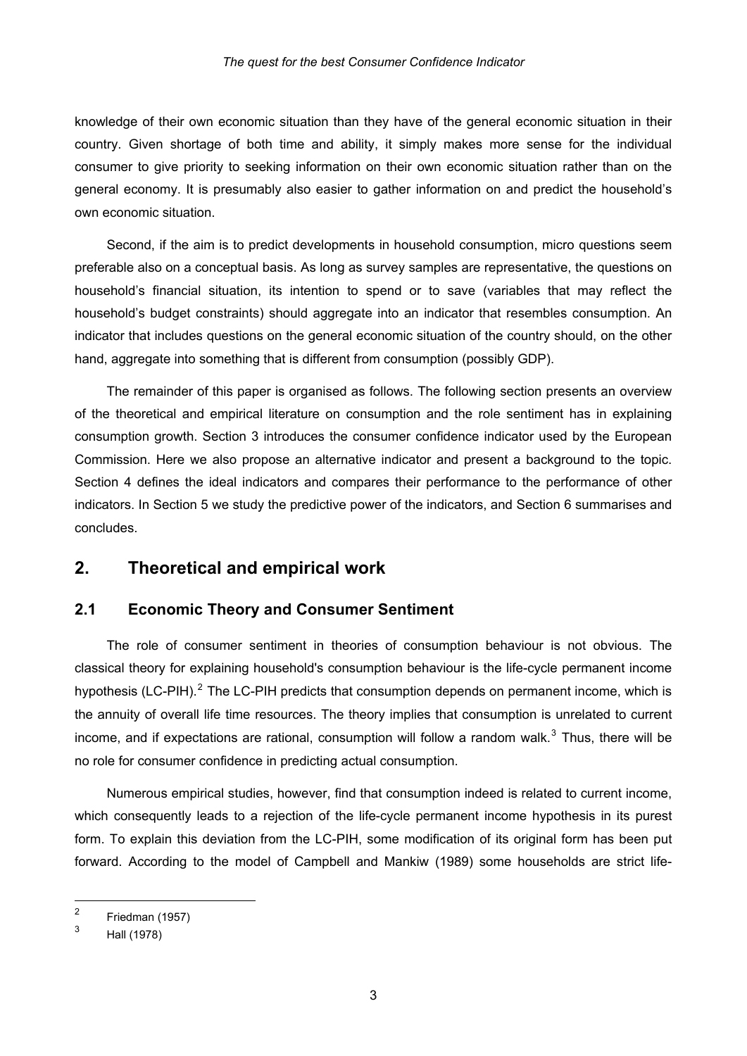knowledge of their own economic situation than they have of the general economic situation in their country. Given shortage of both time and ability, it simply makes more sense for the individual consumer to give priority to seeking information on their own economic situation rather than on the general economy. It is presumably also easier to gather information on and predict the household's own economic situation.

Second, if the aim is to predict developments in household consumption, micro questions seem preferable also on a conceptual basis. As long as survey samples are representative, the questions on household's financial situation, its intention to spend or to save (variables that may reflect the household's budget constraints) should aggregate into an indicator that resembles consumption. An indicator that includes questions on the general economic situation of the country should, on the other hand, aggregate into something that is different from consumption (possibly GDP).

The remainder of this paper is organised as follows. The following section presents an overview of the theoretical and empirical literature on consumption and the role sentiment has in explaining consumption growth. Section 3 introduces the consumer confidence indicator used by the European Commission. Here we also propose an alternative indicator and present a background to the topic. Section 4 defines the ideal indicators and compares their performance to the performance of other indicators. In Section 5 we study the predictive power of the indicators, and Section 6 summarises and concludes.

## 2. Theoretical and empirical work

### 2.1 Economic Theory and Consumer Sentiment

The role of consumer sentiment in theories of consumption behaviour is not obvious. The classical theory for explaining household's consumption behaviour is the life-cycle permanent income hypothesis (LC-PIH).[2] The LC-PIH predicts that consumption depends on permanent income, which is the annuity of overall life time resources. The theory implies that consumption is unrelated to current income, and if expectations are rational, consumption will follow a random walk.[3] Thus, there will be no role for consumer confidence in predicting actual consumption.

Numerous empirical studies, however, find that consumption indeed is related to current income, which consequently leads to a rejection of the life-cycle permanent income hypothesis in its purest form. To explain this deviation from the LC-PIH, some modification of its original form has been put forward. According to the model of Campbell and Mankiw (1989) some households are strict life-

[2] Friedman (1957)

[3] Hall (1978)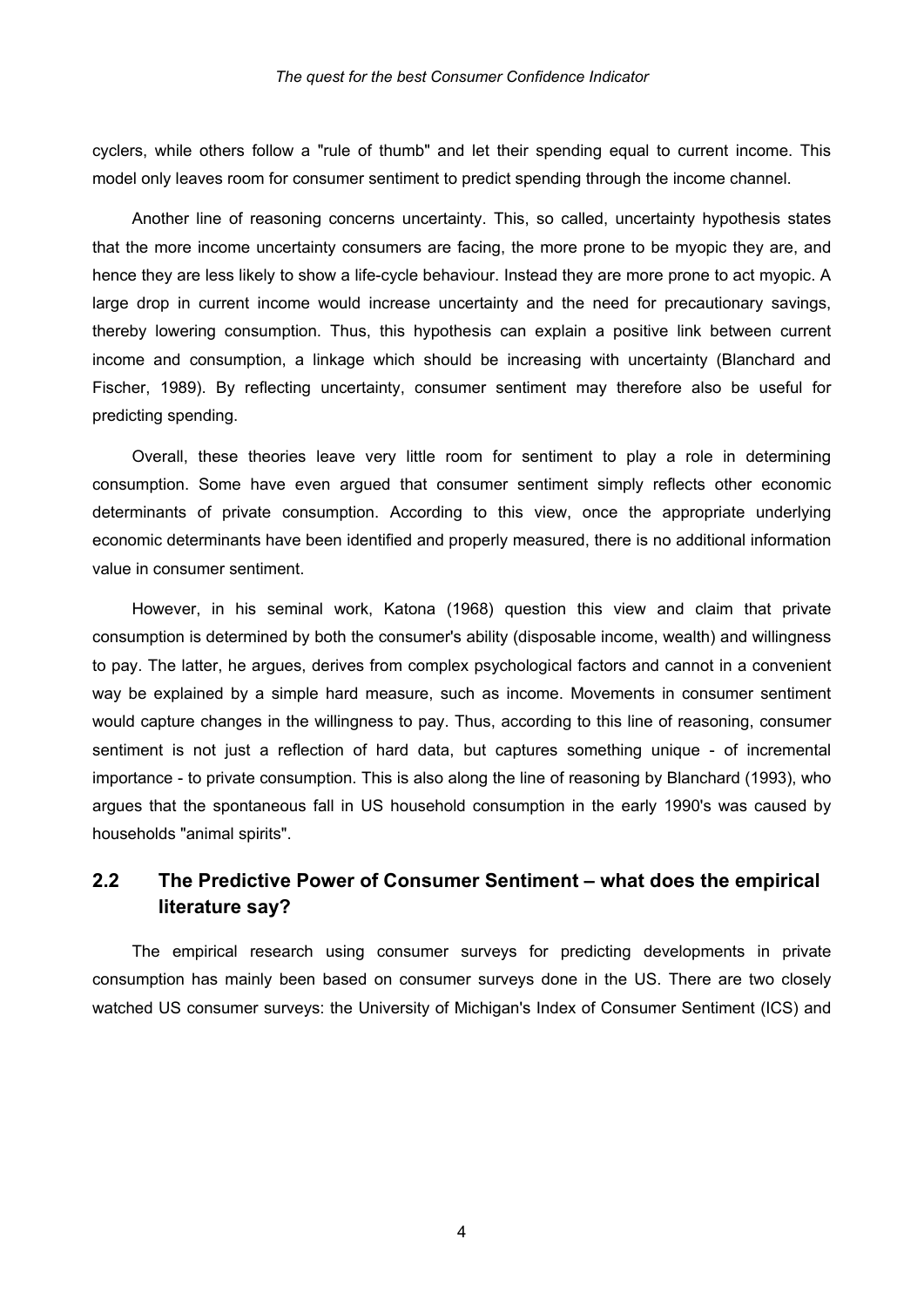cyclers, while others follow a "rule of thumb" and let their spending equal to current income. This model only leaves room for consumer sentiment to predict spending through the income channel.

Another line of reasoning concerns uncertainty. This, so called, uncertainty hypothesis states that the more income uncertainty consumers are facing, the more prone to be myopic they are, and hence they are less likely to show a life-cycle behaviour. Instead they are more prone to act myopic. A large drop in current income would increase uncertainty and the need for precautionary savings, thereby lowering consumption. Thus, this hypothesis can explain a positive link between current income and consumption, a linkage which should be increasing with uncertainty (Blanchard and Fischer, 1989). By reflecting uncertainty, consumer sentiment may therefore also be useful for predicting spending.

Overall, these theories leave very little room for sentiment to play a role in determining consumption. Some have even argued that consumer sentiment simply reflects other economic determinants of private consumption. According to this view, once the appropriate underlying economic determinants have been identified and properly measured, there is no additional information value in consumer sentiment.

However, in his seminal work, Katona (1968) question this view and claim that private consumption is determined by both the consumer's ability (disposable income, wealth) and willingness to pay. The latter, he argues, derives from complex psychological factors and cannot in a convenient way be explained by a simple hard measure, such as income. Movements in consumer sentiment would capture changes in the willingness to pay. Thus, according to this line of reasoning, consumer sentiment is not just a reflection of hard data, but captures something unique - of incremental importance - to private consumption. This is also along the line of reasoning by Blanchard (1993), who argues that the spontaneous fall in US household consumption in the early 1990's was caused by households "animal spirits".

## 2.2 The Predictive Power of Consumer Sentiment – what does the empirical literature say?

The empirical research using consumer surveys for predicting developments in private consumption has mainly been based on consumer surveys done in the US. There are two closely watched US consumer surveys: the University of Michigan's Index of Consumer Sentiment (ICS) and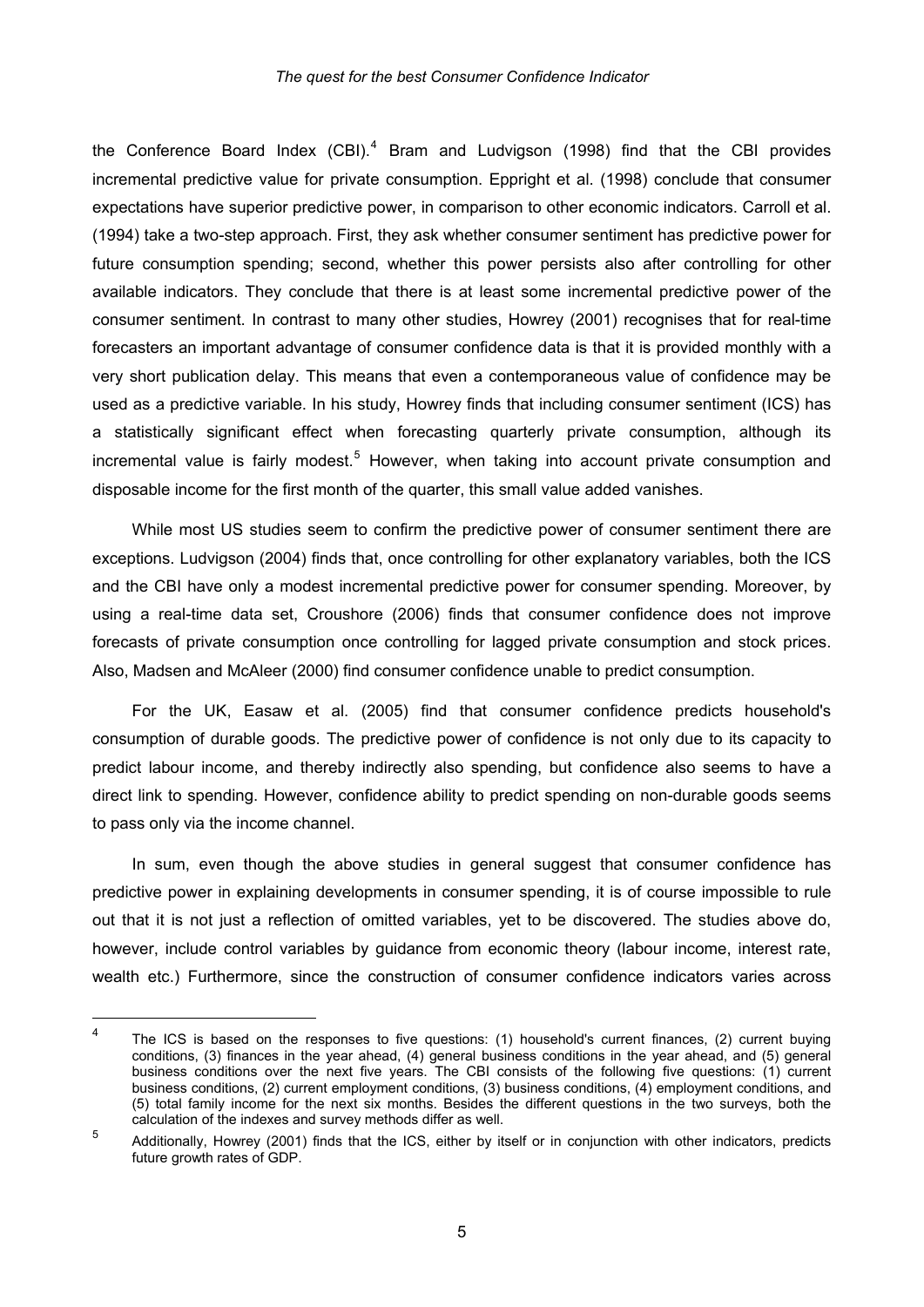the Conference Board Index (CBI).[4] Bram and Ludvigson (1998) find that the CBI provides incremental predictive value for private consumption. Eppright et al. (1998) conclude that consumer expectations have superior predictive power, in comparison to other economic indicators. Carroll et al. (1994) take a two-step approach. First, they ask whether consumer sentiment has predictive power for future consumption spending; second, whether this power persists also after controlling for other available indicators. They conclude that there is at least some incremental predictive power of the consumer sentiment. In contrast to many other studies, Howrey (2001) recognises that for real-time forecasters an important advantage of consumer confidence data is that it is provided monthly with a very short publication delay. This means that even a contemporaneous value of confidence may be used as a predictive variable. In his study, Howrey finds that including consumer sentiment (ICS) has a statistically significant effect when forecasting quarterly private consumption, although its incremental value is fairly modest.[5] However, when taking into account private consumption and disposable income for the first month of the quarter, this small value added vanishes.

While most US studies seem to confirm the predictive power of consumer sentiment there are exceptions. Ludvigson (2004) finds that, once controlling for other explanatory variables, both the ICS and the CBI have only a modest incremental predictive power for consumer spending. Moreover, by using a real-time data set, Croushore (2006) finds that consumer confidence does not improve forecasts of private consumption once controlling for lagged private consumption and stock prices. Also, Madsen and McAleer (2000) find consumer confidence unable to predict consumption.

For the UK, Easaw et al. (2005) find that consumer confidence predicts household's consumption of durable goods. The predictive power of confidence is not only due to its capacity to predict labour income, and thereby indirectly also spending, but confidence also seems to have a direct link to spending. However, confidence ability to predict spending on non-durable goods seems to pass only via the income channel.

In sum, even though the above studies in general suggest that consumer confidence has predictive power in explaining developments in consumer spending, it is of course impossible to rule out that it is not just a reflection of omitted variables, yet to be discovered. The studies above do, however, include control variables by guidance from economic theory (labour income, interest rate, wealth etc.) Furthermore, since the construction of consumer confidence indicators varies across

---

[4] The ICS is based on the responses to five questions: (1) household's current finances, (2) current buying conditions, (3) finances in the year ahead, (4) general business conditions in the year ahead, and (5) general business conditions over the next five years. The CBI consists of the following five questions: (1) current business conditions, (2) current employment conditions, (3) business conditions, (4) employment conditions, and (5) total family income for the next six months. Besides the different questions in the two surveys, both the calculation of the indexes and survey methods differ as well.

[5] Additionally, Howrey (2001) finds that the ICS, either by itself or in conjunction with other indicators, predicts future growth rates of GDP.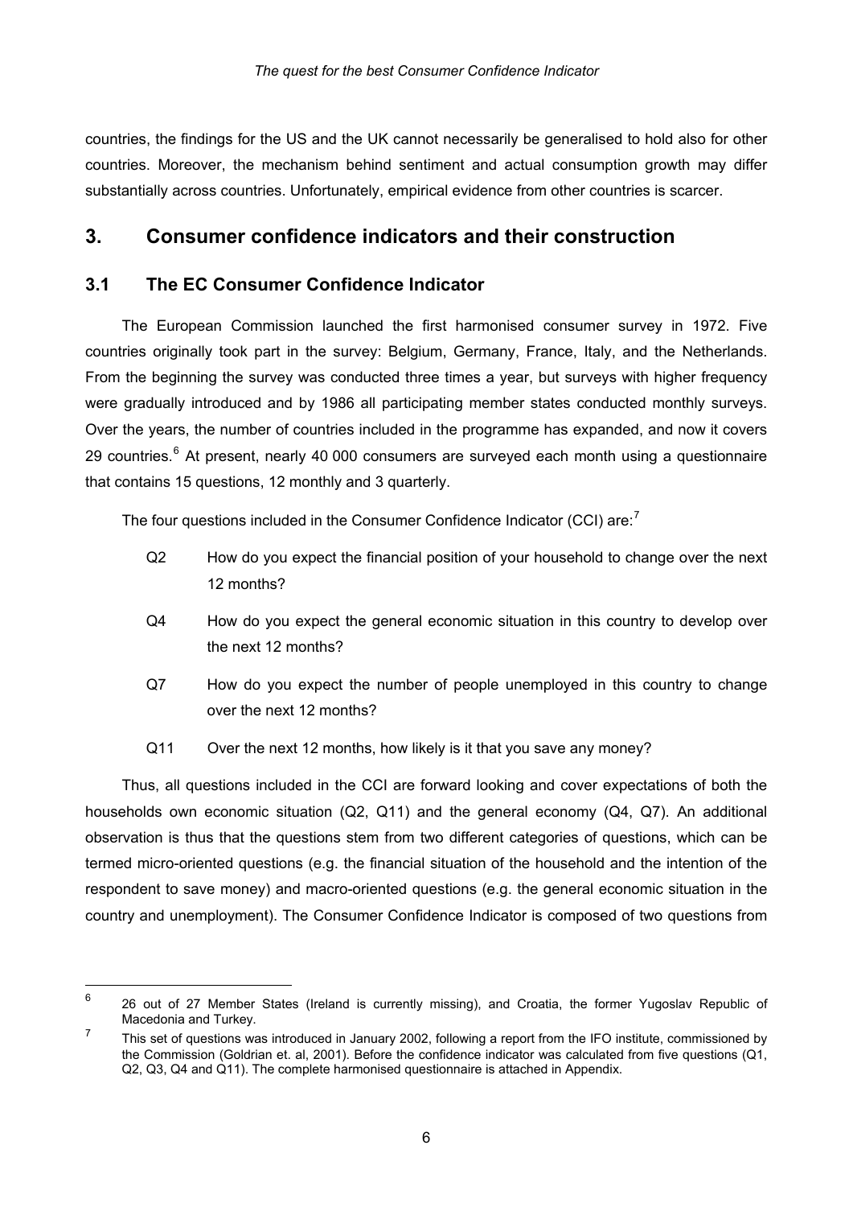countries, the findings for the US and the UK cannot necessarily be generalised to hold also for other countries. Moreover, the mechanism behind sentiment and actual consumption growth may differ substantially across countries. Unfortunately, empirical evidence from other countries is scarcer.

## 3. Consumer confidence indicators and their construction

### 3.1 The EC Consumer Confidence Indicator

The European Commission launched the first harmonised consumer survey in 1972. Five countries originally took part in the survey: Belgium, Germany, France, Italy, and the Netherlands. From the beginning the survey was conducted three times a year, but surveys with higher frequency were gradually introduced and by 1986 all participating member states conducted monthly surveys. Over the years, the number of countries included in the programme has expanded, and now it covers 29 countries.[6] At present, nearly 40 000 consumers are surveyed each month using a questionnaire that contains 15 questions, 12 monthly and 3 quarterly.

The four questions included in the Consumer Confidence Indicator (CCI) are:[7]

- Q2 How do you expect the financial position of your household to change over the next 12 months?
- Q4 How do you expect the general economic situation in this country to develop over the next 12 months?
- Q7 How do you expect the number of people unemployed in this country to change over the next 12 months?
- Q11 Over the next 12 months, how likely is it that you save any money?

Thus, all questions included in the CCI are forward looking and cover expectations of both the households own economic situation (Q2, Q11) and the general economy (Q4, Q7). An additional observation is thus that the questions stem from two different categories of questions, which can be termed micro-oriented questions (e.g. the financial situation of the household and the intention of the respondent to save money) and macro-oriented questions (e.g. the general economic situation in the country and unemployment). The Consumer Confidence Indicator is composed of two questions from

---

[6] 26 out of 27 Member States (Ireland is currently missing), and Croatia, the former Yugoslav Republic of Macedonia and Turkey.

[7] This set of questions was introduced in January 2002, following a report from the IFO institute, commissioned by the Commission (Goldrian et. al, 2001). Before the confidence indicator was calculated from five questions (Q1, Q2, Q3, Q4 and Q11). The complete harmonised questionnaire is attached in Appendix.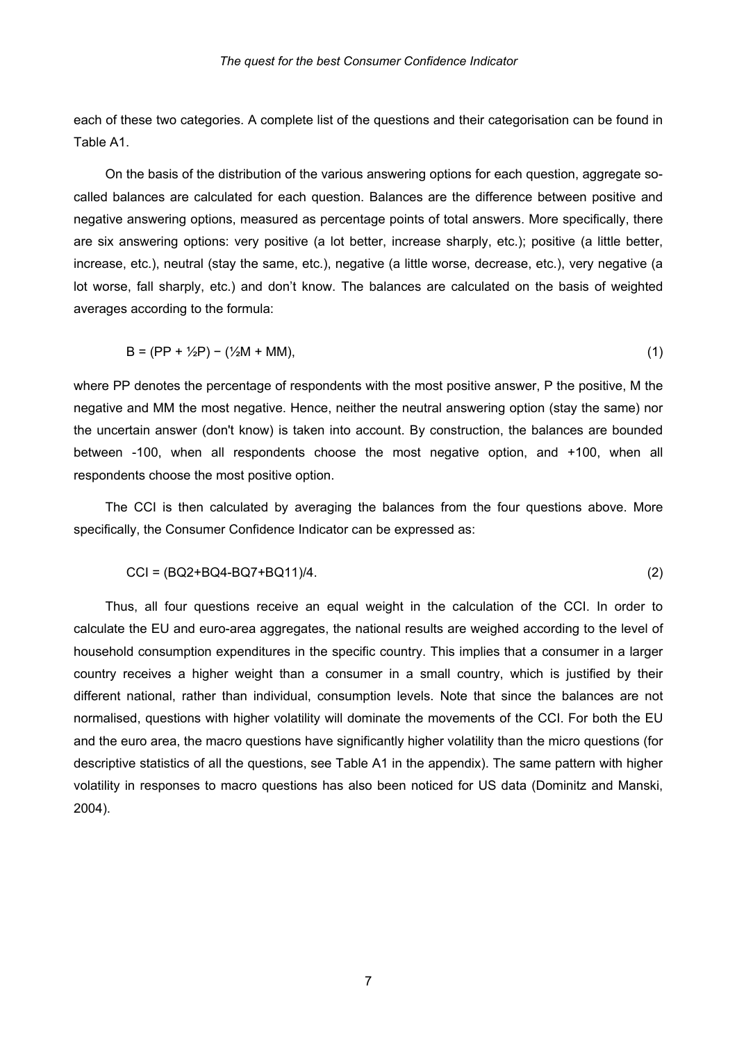each of these two categories. A complete list of the questions and their categorisation can be found in Table A1.

On the basis of the distribution of the various answering options for each question, aggregate so-called balances are calculated for each question. Balances are the difference between positive and negative answering options, measured as percentage points of total answers. More specifically, there are six answering options: very positive (a lot better, increase sharply, etc.); positive (a little better, increase, etc.), neutral (stay the same, etc.), negative (a little worse, decrease, etc.), very negative (a lot worse, fall sharply, etc.) and don't know. The balances are calculated on the basis of weighted averages according to the formula:

$$B = (PP + \tfrac{1}{2}P) - (\tfrac{1}{2}M + MM), \tag{1}$$

where PP denotes the percentage of respondents with the most positive answer, P the positive, M the negative and MM the most negative. Hence, neither the neutral answering option (stay the same) nor the uncertain answer (don't know) is taken into account. By construction, the balances are bounded between -100, when all respondents choose the most negative option, and +100, when all respondents choose the most positive option.

The CCI is then calculated by averaging the balances from the four questions above. More specifically, the Consumer Confidence Indicator can be expressed as:

$$CCI = (BQ2 + BQ4 - BQ7 + BQ11)/4. \tag{2}$$

Thus, all four questions receive an equal weight in the calculation of the CCI. In order to calculate the EU and euro-area aggregates, the national results are weighed according to the level of household consumption expenditures in the specific country. This implies that a consumer in a larger country receives a higher weight than a consumer in a small country, which is justified by their different national, rather than individual, consumption levels. Note that since the balances are not normalised, questions with higher volatility will dominate the movements of the CCI. For both the EU and the euro area, the macro questions have significantly higher volatility than the micro questions (for descriptive statistics of all the questions, see Table A1 in the appendix). The same pattern with higher volatility in responses to macro questions has also been noticed for US data (Dominitz and Manski, 2004).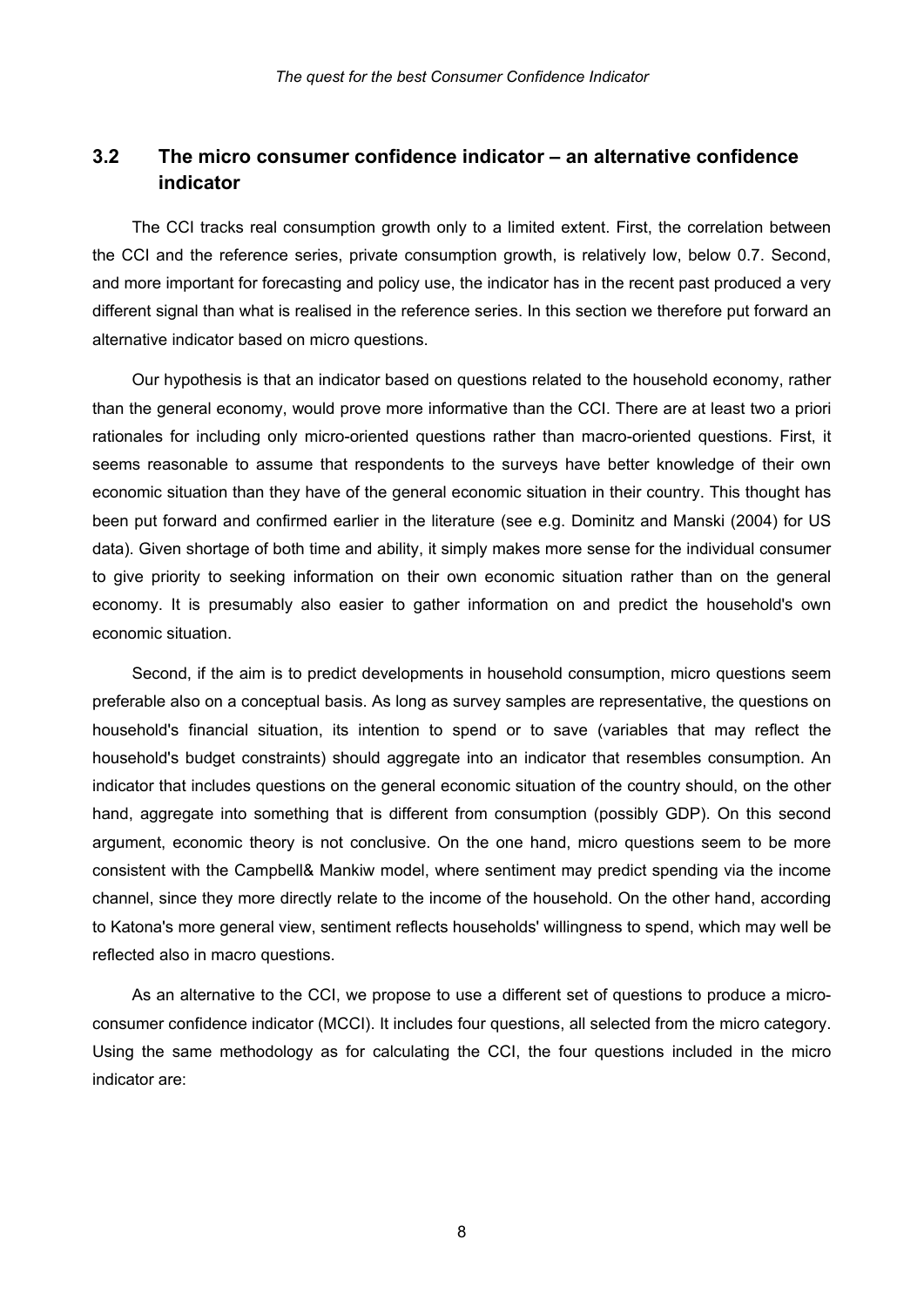## 3.2 The micro consumer confidence indicator – an alternative confidence indicator

The CCI tracks real consumption growth only to a limited extent. First, the correlation between the CCI and the reference series, private consumption growth, is relatively low, below 0.7. Second, and more important for forecasting and policy use, the indicator has in the recent past produced a very different signal than what is realised in the reference series. In this section we therefore put forward an alternative indicator based on micro questions.

Our hypothesis is that an indicator based on questions related to the household economy, rather than the general economy, would prove more informative than the CCI. There are at least two a priori rationales for including only micro-oriented questions rather than macro-oriented questions. First, it seems reasonable to assume that respondents to the surveys have better knowledge of their own economic situation than they have of the general economic situation in their country. This thought has been put forward and confirmed earlier in the literature (see e.g. Dominitz and Manski (2004) for US data). Given shortage of both time and ability, it simply makes more sense for the individual consumer to give priority to seeking information on their own economic situation rather than on the general economy. It is presumably also easier to gather information on and predict the household's own economic situation.

Second, if the aim is to predict developments in household consumption, micro questions seem preferable also on a conceptual basis. As long as survey samples are representative, the questions on household's financial situation, its intention to spend or to save (variables that may reflect the household's budget constraints) should aggregate into an indicator that resembles consumption. An indicator that includes questions on the general economic situation of the country should, on the other hand, aggregate into something that is different from consumption (possibly GDP). On this second argument, economic theory is not conclusive. On the one hand, micro questions seem to be more consistent with the Campbell& Mankiw model, where sentiment may predict spending via the income channel, since they more directly relate to the income of the household. On the other hand, according to Katona's more general view, sentiment reflects households' willingness to spend, which may well be reflected also in macro questions.

As an alternative to the CCI, we propose to use a different set of questions to produce a micro-consumer confidence indicator (MCCI). It includes four questions, all selected from the micro category. Using the same methodology as for calculating the CCI, the four questions included in the micro indicator are: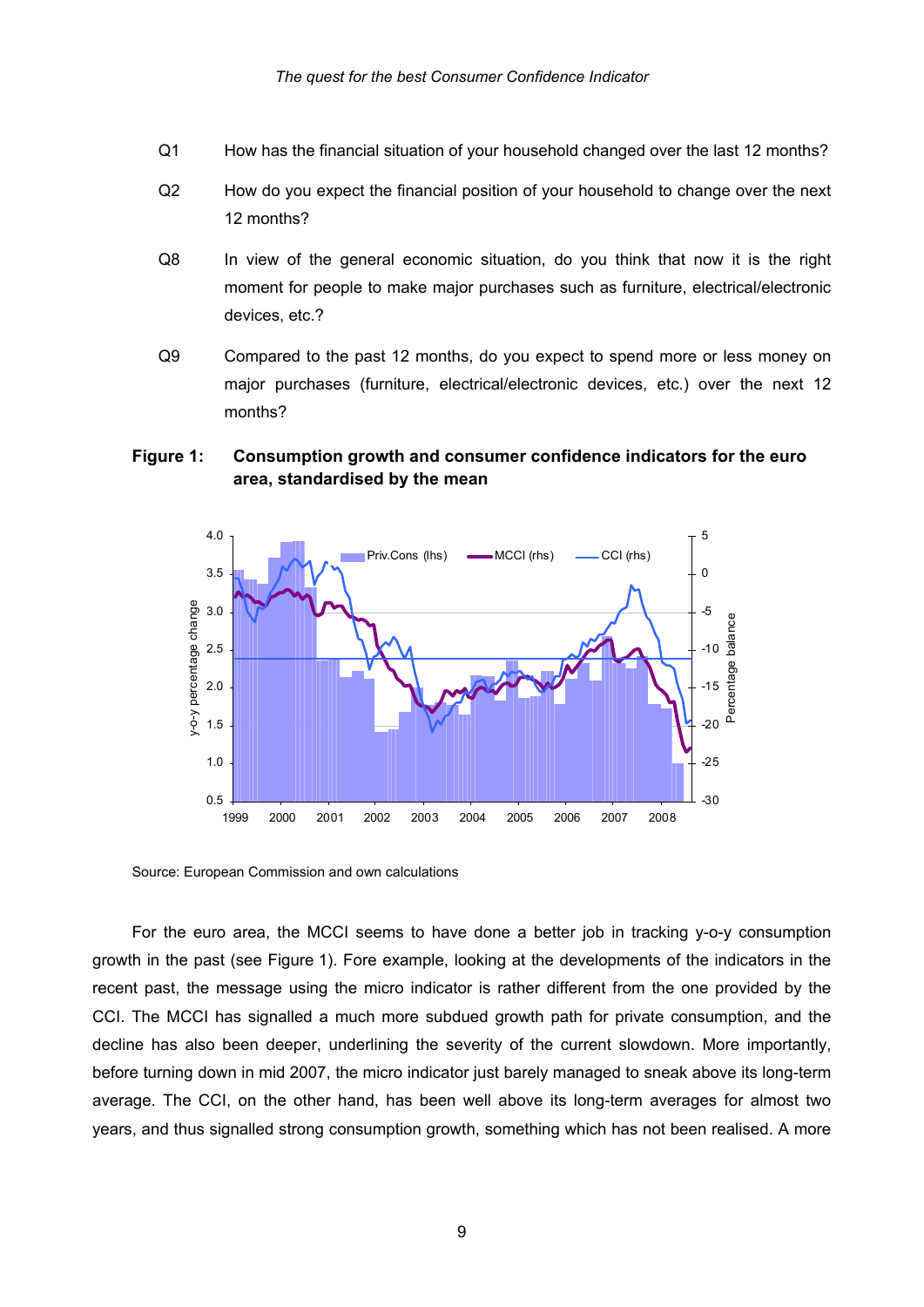Q1 How has the financial situation of your household changed over the last 12 months?

Q2 How do you expect the financial position of your household to change over the next 12 months?

Q8 In view of the general economic situation, do you think that now it is the right moment for people to make major purchases such as furniture, electrical/electronic devices, etc.?

Q9 Compared to the past 12 months, do you expect to spend more or less money on major purchases (furniture, electrical/electronic devices, etc.) over the next 12 months?

**Figure 1: Consumption growth and consumer confidence indicators for the euro area, standardised by the mean**

Source: European Commission and own calculations

For the euro area, the MCCI seems to have done a better job in tracking y-o-y consumption growth in the past (see Figure 1). Fore example, looking at the developments of the indicators in the recent past, the message using the micro indicator is rather different from the one provided by the CCI. The MCCI has signalled a much more subdued growth path for private consumption, and the decline has also been deeper, underlining the severity of the current slowdown. More importantly, before turning down in mid 2007, the micro indicator just barely managed to sneak above its long-term average. The CCI, on the other hand, has been well above its long-term averages for almost two years, and thus signalled strong consumption growth, something which has not been realised. A more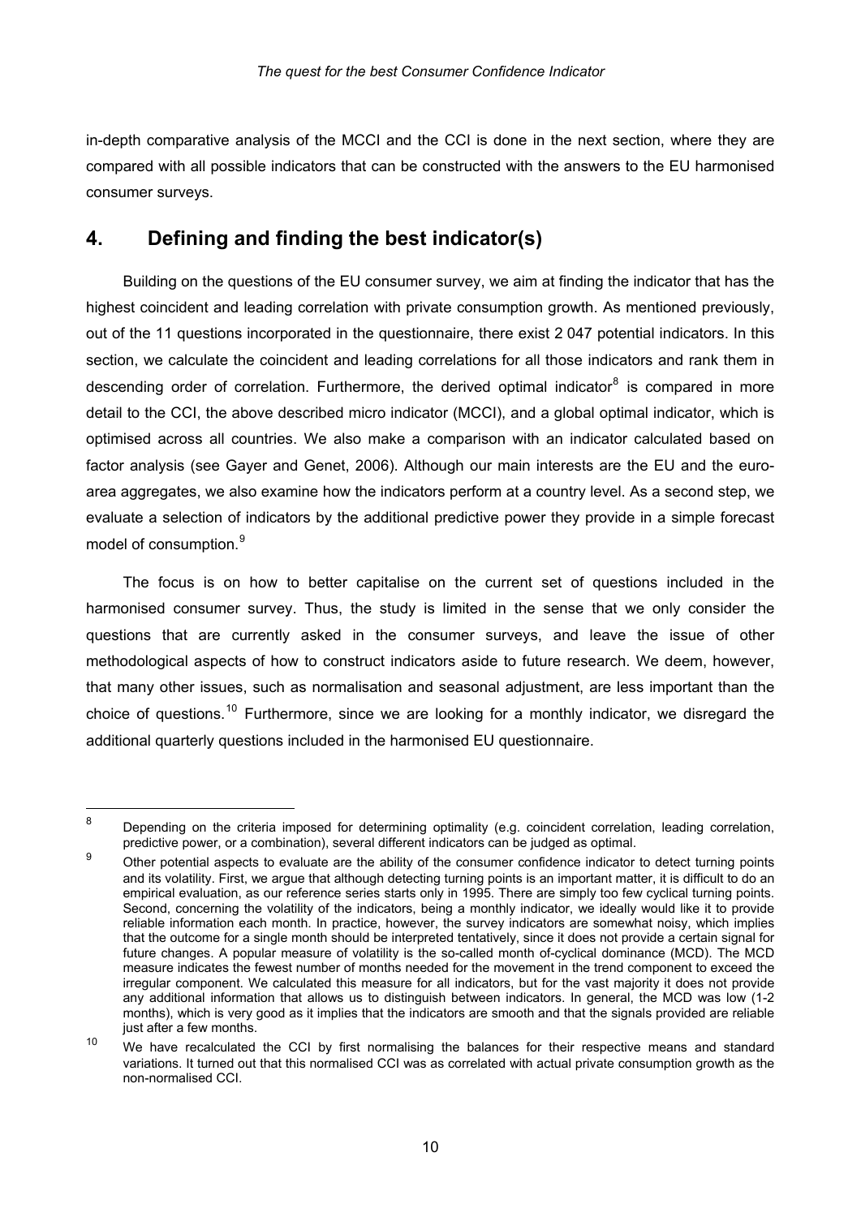in-depth comparative analysis of the MCCI and the CCI is done in the next section, where they are compared with all possible indicators that can be constructed with the answers to the EU harmonised consumer surveys.

## 4. Defining and finding the best indicator(s)

Building on the questions of the EU consumer survey, we aim at finding the indicator that has the highest coincident and leading correlation with private consumption growth. As mentioned previously, out of the 11 questions incorporated in the questionnaire, there exist 2 047 potential indicators. In this section, we calculate the coincident and leading correlations for all those indicators and rank them in descending order of correlation. Furthermore, the derived optimal indicator[8] is compared in more detail to the CCI, the above described micro indicator (MCCI), and a global optimal indicator, which is optimised across all countries. We also make a comparison with an indicator calculated based on factor analysis (see Gayer and Genet, 2006). Although our main interests are the EU and the euro-area aggregates, we also examine how the indicators perform at a country level. As a second step, we evaluate a selection of indicators by the additional predictive power they provide in a simple forecast model of consumption.[9]

The focus is on how to better capitalise on the current set of questions included in the harmonised consumer survey. Thus, the study is limited in the sense that we only consider the questions that are currently asked in the consumer surveys, and leave the issue of other methodological aspects of how to construct indicators aside to future research. We deem, however, that many other issues, such as normalisation and seasonal adjustment, are less important than the choice of questions.[10] Furthermore, since we are looking for a monthly indicator, we disregard the additional quarterly questions included in the harmonised EU questionnaire.

---

[8] Depending on the criteria imposed for determining optimality (e.g. coincident correlation, leading correlation, predictive power, or a combination), several different indicators can be judged as optimal.

[9] Other potential aspects to evaluate are the ability of the consumer confidence indicator to detect turning points and its volatility. First, we argue that although detecting turning points is an important matter, it is difficult to do an empirical evaluation, as our reference series starts only in 1995. There are simply too few cyclical turning points. Second, concerning the volatility of the indicators, being a monthly indicator, we ideally would like it to provide reliable information each month. In practice, however, the survey indicators are somewhat noisy, which implies that the outcome for a single month should be interpreted tentatively, since it does not provide a certain signal for future changes. A popular measure of volatility is the so-called month of-cyclical dominance (MCD). The MCD measure indicates the fewest number of months needed for the movement in the trend component to exceed the irregular component. We calculated this measure for all indicators, but for the vast majority it does not provide any additional information that allows us to distinguish between indicators. In general, the MCD was low (1-2 months), which is very good as it implies that the indicators are smooth and that the signals provided are reliable just after a few months.

[10] We have recalculated the CCI by first normalising the balances for their respective means and standard variations. It turned out that this normalised CCI was as correlated with actual private consumption growth as the non-normalised CCI.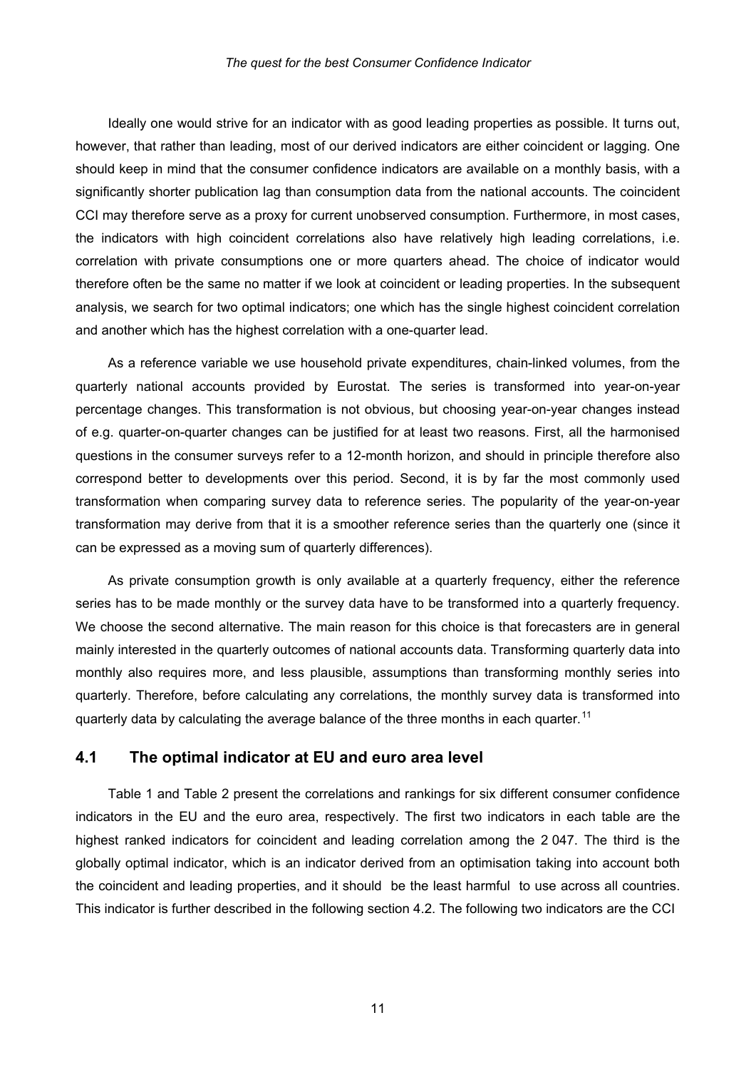Ideally one would strive for an indicator with as good leading properties as possible. It turns out, however, that rather than leading, most of our derived indicators are either coincident or lagging. One should keep in mind that the consumer confidence indicators are available on a monthly basis, with a significantly shorter publication lag than consumption data from the national accounts. The coincident CCI may therefore serve as a proxy for current unobserved consumption. Furthermore, in most cases, the indicators with high coincident correlations also have relatively high leading correlations, i.e. correlation with private consumptions one or more quarters ahead. The choice of indicator would therefore often be the same no matter if we look at coincident or leading properties. In the subsequent analysis, we search for two optimal indicators; one which has the single highest coincident correlation and another which has the highest correlation with a one-quarter lead.

As a reference variable we use household private expenditures, chain-linked volumes, from the quarterly national accounts provided by Eurostat. The series is transformed into year-on-year percentage changes. This transformation is not obvious, but choosing year-on-year changes instead of e.g. quarter-on-quarter changes can be justified for at least two reasons. First, all the harmonised questions in the consumer surveys refer to a 12-month horizon, and should in principle therefore also correspond better to developments over this period. Second, it is by far the most commonly used transformation when comparing survey data to reference series. The popularity of the year-on-year transformation may derive from that it is a smoother reference series than the quarterly one (since it can be expressed as a moving sum of quarterly differences).

As private consumption growth is only available at a quarterly frequency, either the reference series has to be made monthly or the survey data have to be transformed into a quarterly frequency. We choose the second alternative. The main reason for this choice is that forecasters are in general mainly interested in the quarterly outcomes of national accounts data. Transforming quarterly data into monthly also requires more, and less plausible, assumptions than transforming monthly series into quarterly. Therefore, before calculating any correlations, the monthly survey data is transformed into quarterly data by calculating the average balance of the three months in each quarter.[11]

## 4.1 The optimal indicator at EU and euro area level

Table 1 and Table 2 present the correlations and rankings for six different consumer confidence indicators in the EU and the euro area, respectively. The first two indicators in each table are the highest ranked indicators for coincident and leading correlation among the 2 047. The third is the globally optimal indicator, which is an indicator derived from an optimisation taking into account both the coincident and leading properties, and it should be the least harmful to use across all countries. This indicator is further described in the following section 4.2. The following two indicators are the CCI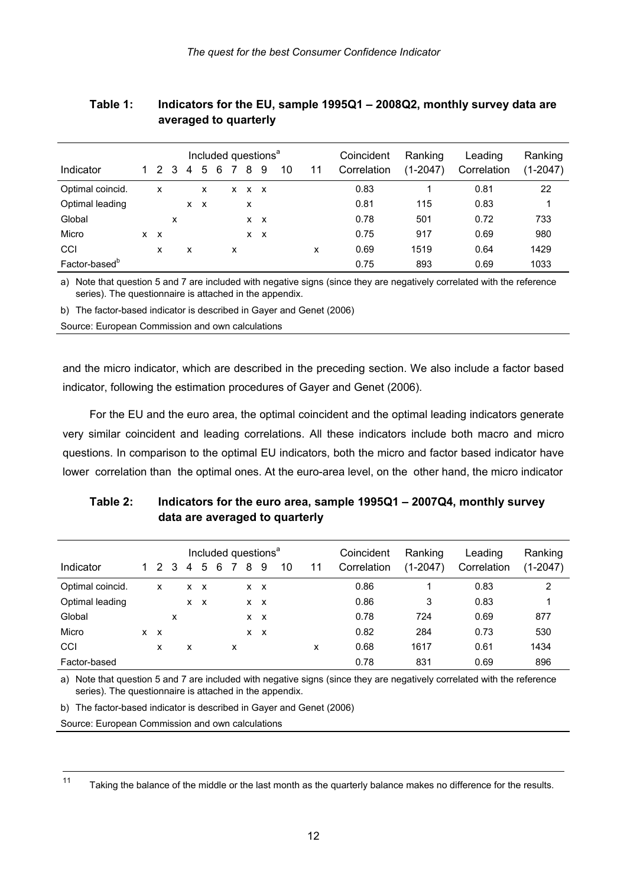**Table 1: Indicators for the EU, sample 1995Q1 – 2008Q2, monthly survey data are averaged to quarterly**

| Indicator | Included questions[a] | | | | | | | | | | | Coincident Correlation | Ranking (1-2047) | Leading Correlation | Ranking (1-2047) |
|---|---|---|---|---|---|---|---|---|---|---|---|---|---|---|---|
| | 1 | 2 | 3 | 4 | 5 | 6 | 7 | 8 | 9 | 10 | 11 | | | | |
| Optimal coincid. | | x | | | x | | x | x | x | | | 0.83 | 1 | 0.81 | 22 |
| Optimal leading | | | | x | x | | | x | | | | 0.81 | 115 | 0.83 | 1 |
| Global | | | x | | | | | x | x | | | 0.78 | 501 | 0.72 | 733 |
| Micro | x | x | | | | | | x | x | | | 0.75 | 917 | 0.69 | 980 |
| CCI | | x | | x | | | x | | | | x | 0.69 | 1519 | 0.64 | 1429 |
| Factor-based[b] | | | | | | | | | | | | 0.75 | 893 | 0.69 | 1033 |

a) Note that question 5 and 7 are included with negative signs (since they are negatively correlated with the reference series). The questionnaire is attached in the appendix.

b) The factor-based indicator is described in Gayer and Genet (2006)

Source: European Commission and own calculations

and the micro indicator, which are described in the preceding section. We also include a factor based indicator, following the estimation procedures of Gayer and Genet (2006).

For the EU and the euro area, the optimal coincident and the optimal leading indicators generate very similar coincident and leading correlations. All these indicators include both macro and micro questions. In comparison to the optimal EU indicators, both the micro and factor based indicator have lower correlation than the optimal ones. At the euro-area level, on the other hand, the micro indicator

**Table 2: Indicators for the euro area, sample 1995Q1 – 2007Q4, monthly survey data are averaged to quarterly**

| Indicator | Included questions[a] | | | | | | | | | | | Coincident Correlation | Ranking (1-2047) | Leading Correlation | Ranking (1-2047) |
|---|---|---|---|---|---|---|---|---|---|---|---|---|---|---|---|
| | 1 | 2 | 3 | 4 | 5 | 6 | 7 | 8 | 9 | 10 | 11 | | | | |
| Optimal coincid. | | x | | x | x | | | x | x | | | 0.86 | 1 | 0.83 | 2 |
| Optimal leading | | | | x | x | | | x | x | | | 0.86 | 3 | 0.83 | 1 |
| Global | | | x | | | | | x | x | | | 0.78 | 724 | 0.69 | 877 |
| Micro | x | x | | | | | | x | x | | | 0.82 | 284 | 0.73 | 530 |
| CCI | | x | | x | | | x | | | | x | 0.68 | 1617 | 0.61 | 1434 |
| Factor-based | | | | | | | | | | | | 0.78 | 831 | 0.69 | 896 |

a) Note that question 5 and 7 are included with negative signs (since they are negatively correlated with the reference series). The questionnaire is attached in the appendix.

b) The factor-based indicator is described in Gayer and Genet (2006)

Source: European Commission and own calculations

[11] Taking the balance of the middle or the last month as the quarterly balance makes no difference for the results.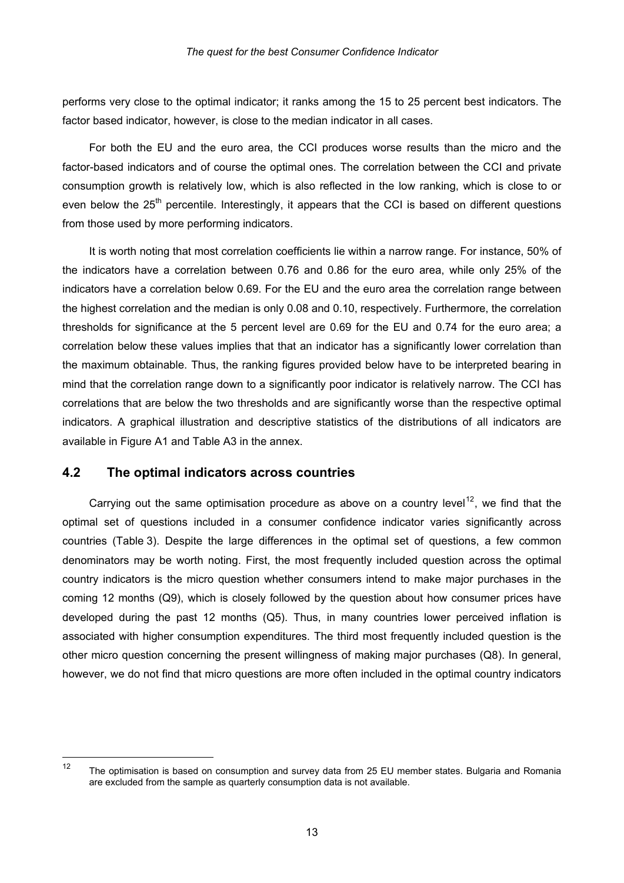performs very close to the optimal indicator; it ranks among the 15 to 25 percent best indicators. The factor based indicator, however, is close to the median indicator in all cases.

For both the EU and the euro area, the CCI produces worse results than the micro and the factor-based indicators and of course the optimal ones. The correlation between the CCI and private consumption growth is relatively low, which is also reflected in the low ranking, which is close to or even below the 25$^{th}$ percentile. Interestingly, it appears that the CCI is based on different questions from those used by more performing indicators.

It is worth noting that most correlation coefficients lie within a narrow range. For instance, 50% of the indicators have a correlation between 0.76 and 0.86 for the euro area, while only 25% of the indicators have a correlation below 0.69. For the EU and the euro area the correlation range between the highest correlation and the median is only 0.08 and 0.10, respectively. Furthermore, the correlation thresholds for significance at the 5 percent level are 0.69 for the EU and 0.74 for the euro area; a correlation below these values implies that that an indicator has a significantly lower correlation than the maximum obtainable. Thus, the ranking figures provided below have to be interpreted bearing in mind that the correlation range down to a significantly poor indicator is relatively narrow. The CCI has correlations that are below the two thresholds and are significantly worse than the respective optimal indicators. A graphical illustration and descriptive statistics of the distributions of all indicators are available in Figure A1 and Table A3 in the annex.

## 4.2 The optimal indicators across countries

Carrying out the same optimisation procedure as above on a country level[12], we find that the optimal set of questions included in a consumer confidence indicator varies significantly across countries (Table 3). Despite the large differences in the optimal set of questions, a few common denominators may be worth noting. First, the most frequently included question across the optimal country indicators is the micro question whether consumers intend to make major purchases in the coming 12 months (Q9), which is closely followed by the question about how consumer prices have developed during the past 12 months (Q5). Thus, in many countries lower perceived inflation is associated with higher consumption expenditures. The third most frequently included question is the other micro question concerning the present willingness of making major purchases (Q8). In general, however, we do not find that micro questions are more often included in the optimal country indicators

[12] The optimisation is based on consumption and survey data from 25 EU member states. Bulgaria and Romania are excluded from the sample as quarterly consumption data is not available.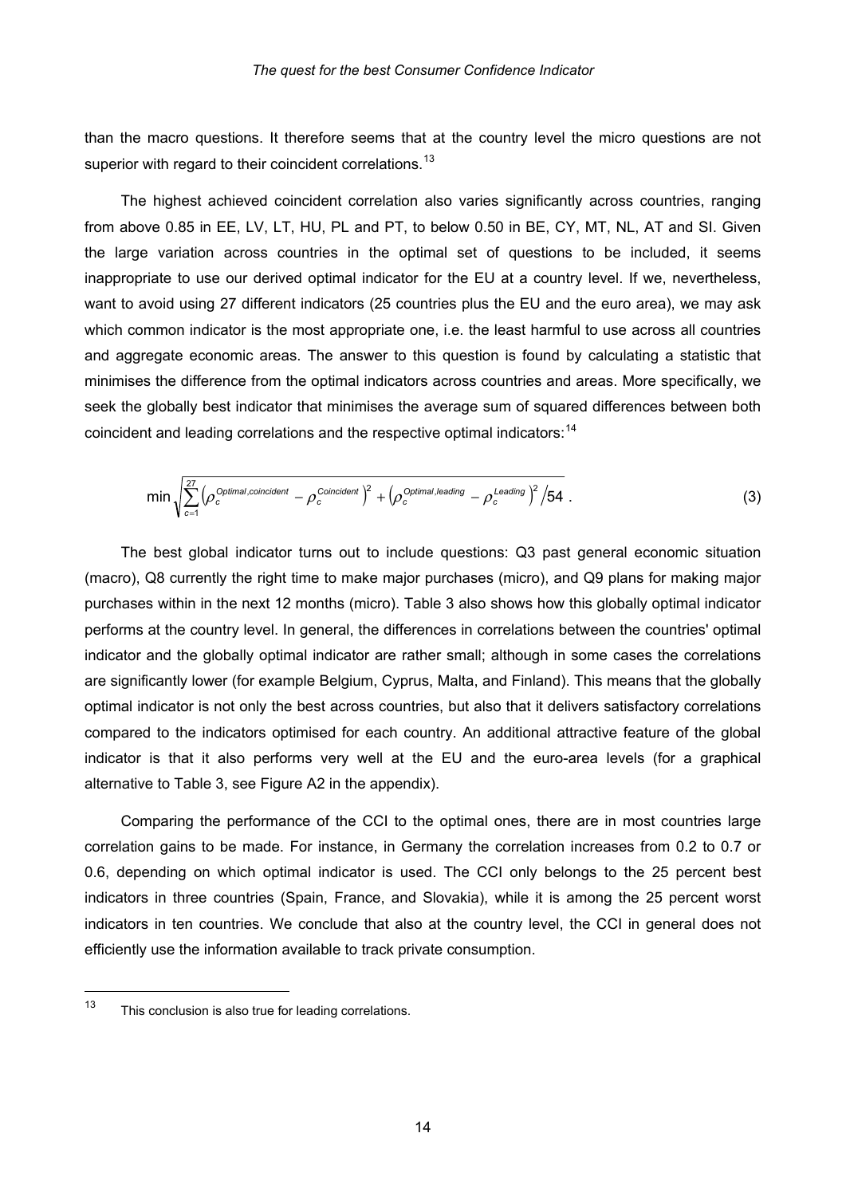than the macro questions. It therefore seems that at the country level the micro questions are not superior with regard to their coincident correlations.[13]

The highest achieved coincident correlation also varies significantly across countries, ranging from above 0.85 in EE, LV, LT, HU, PL and PT, to below 0.50 in BE, CY, MT, NL, AT and SI. Given the large variation across countries in the optimal set of questions to be included, it seems inappropriate to use our derived optimal indicator for the EU at a country level. If we, nevertheless, want to avoid using 27 different indicators (25 countries plus the EU and the euro area), we may ask which common indicator is the most appropriate one, i.e. the least harmful to use across all countries and aggregate economic areas. The answer to this question is found by calculating a statistic that minimises the difference from the optimal indicators across countries and areas. More specifically, we seek the globally best indicator that minimises the average sum of squared differences between both coincident and leading correlations and the respective optimal indicators:[14]

$$\min \sqrt{\sum_{c=1}^{27} \left(\rho_c^{Optimal,coincident} - \rho_c^{Coincident}\right)^2 + \left(\rho_c^{Optimal,leading} - \rho_c^{Leading}\right)^2 / 54} \ . \tag{3}$$

The best global indicator turns out to include questions: Q3 past general economic situation (macro), Q8 currently the right time to make major purchases (micro), and Q9 plans for making major purchases within in the next 12 months (micro). Table 3 also shows how this globally optimal indicator performs at the country level. In general, the differences in correlations between the countries' optimal indicator and the globally optimal indicator are rather small; although in some cases the correlations are significantly lower (for example Belgium, Cyprus, Malta, and Finland). This means that the globally optimal indicator is not only the best across countries, but also that it delivers satisfactory correlations compared to the indicators optimised for each country. An additional attractive feature of the global indicator is that it also performs very well at the EU and the euro-area levels (for a graphical alternative to Table 3, see Figure A2 in the appendix).

Comparing the performance of the CCI to the optimal ones, there are in most countries large correlation gains to be made. For instance, in Germany the correlation increases from 0.2 to 0.7 or 0.6, depending on which optimal indicator is used. The CCI only belongs to the 25 percent best indicators in three countries (Spain, France, and Slovakia), while it is among the 25 percent worst indicators in ten countries. We conclude that also at the country level, the CCI in general does not efficiently use the information available to track private consumption.

---

[13] This conclusion is also true for leading correlations.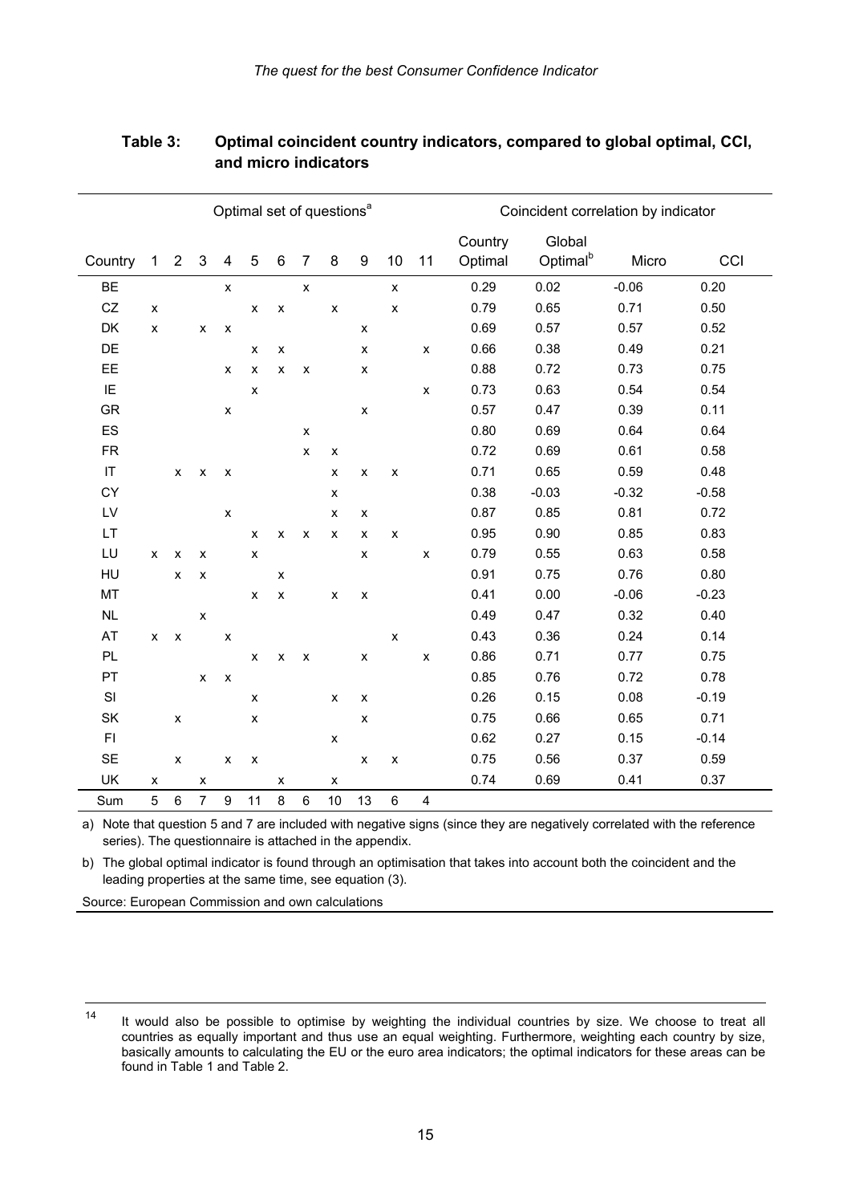**Table 3: Optimal coincident country indicators, compared to global optimal, CCI, and micro indicators**

| | Optimal set of questions[a] | | | | | | | | | | | Coincident correlation by indicator | | | |
|---|---|---|---|---|---|---|---|---|---|---|---|---|---|---|---|
| Country | 1 | 2 | 3 | 4 | 5 | 6 | 7 | 8 | 9 | 10 | 11 | Country Optimal | Global Optimal[b] | Micro | CCI |
| BE | | | | x | | | x | | | x | | 0.29 | 0.02 | -0.06 | 0.20 |
| CZ | x | | | | x | x | | x | | x | | 0.79 | 0.65 | 0.71 | 0.50 |
| DK | x | | x | x | | | | | x | | | 0.69 | 0.57 | 0.57 | 0.52 |
| DE | | | | | x | x | | | x | | x | 0.66 | 0.38 | 0.49 | 0.21 |
| EE | | | | x | x | x | x | | x | | | 0.88 | 0.72 | 0.73 | 0.75 |
| IE | | | | | x | | | | | | x | 0.73 | 0.63 | 0.54 | 0.54 |
| GR | | | | x | | | | | x | | | 0.57 | 0.47 | 0.39 | 0.11 |
| ES | | | | | | | x | | | | | 0.80 | 0.69 | 0.64 | 0.64 |
| FR | | | | | | | x | x | | | | 0.72 | 0.69 | 0.61 | 0.58 |
| IT | | x | x | x | | | | x | x | x | | 0.71 | 0.65 | 0.59 | 0.48 |
| CY | | | | | | | | x | | | | 0.38 | -0.03 | -0.32 | -0.58 |
| LV | | | | x | | | | x | x | | | 0.87 | 0.85 | 0.81 | 0.72 |
| LT | | | | | x | x | x | x | x | x | | 0.95 | 0.90 | 0.85 | 0.83 |
| LU | x | x | x | | x | | | | x | | x | 0.79 | 0.55 | 0.63 | 0.58 |
| HU | | x | x | | | x | | | | | | 0.91 | 0.75 | 0.76 | 0.80 |
| MT | | | | | x | x | | x | x | | | 0.41 | 0.00 | -0.06 | -0.23 |
| NL | | | x | | | | | | | | | 0.49 | 0.47 | 0.32 | 0.40 |
| AT | x | x | | x | | | | | | x | | 0.43 | 0.36 | 0.24 | 0.14 |
| PL | | | | | x | x | x | | x | | x | 0.86 | 0.71 | 0.77 | 0.75 |
| PT | | | x | x | | | | | | | | 0.85 | 0.76 | 0.72 | 0.78 |
| SI | | | | | x | | | x | x | | | 0.26 | 0.15 | 0.08 | -0.19 |
| SK | | x | | | x | | | | x | | | 0.75 | 0.66 | 0.65 | 0.71 |
| FI | | | | | | | | x | | | | 0.62 | 0.27 | 0.15 | -0.14 |
| SE | | x | | x | x | | | | x | x | | 0.75 | 0.56 | 0.37 | 0.59 |
| UK | x | | x | | | x | | x | | | | 0.74 | 0.69 | 0.41 | 0.37 |
| Sum | 5 | 6 | 7 | 9 | 11 | 8 | 6 | 10 | 13 | 6 | 4 | | | | |

a) Note that question 5 and 7 are included with negative signs (since they are negatively correlated with the reference series). The questionnaire is attached in the appendix.

b) The global optimal indicator is found through an optimisation that takes into account both the coincident and the leading properties at the same time, see equation (3).

Source: European Commission and own calculations

---

[14] It would also be possible to optimise by weighting the individual countries by size. We choose to treat all countries as equally important and thus use an equal weighting. Furthermore, weighting each country by size, basically amounts to calculating the EU or the euro area indicators; the optimal indicators for these areas can be found in Table 1 and Table 2.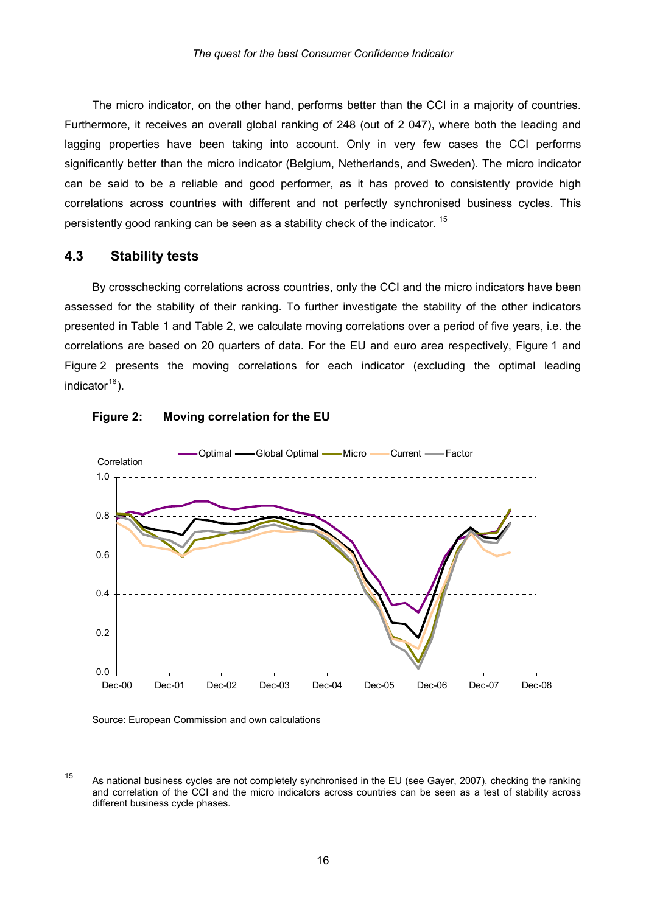The micro indicator, on the other hand, performs better than the CCI in a majority of countries. Furthermore, it receives an overall global ranking of 248 (out of 2 047), where both the leading and lagging properties have been taking into account. Only in very few cases the CCI performs significantly better than the micro indicator (Belgium, Netherlands, and Sweden). The micro indicator can be said to be a reliable and good performer, as it has proved to consistently provide high correlations across countries with different and not perfectly synchronised business cycles. This persistently good ranking can be seen as a stability check of the indicator. [15]

## 4.3 Stability tests

By crosschecking correlations across countries, only the CCI and the micro indicators have been assessed for the stability of their ranking. To further investigate the stability of the other indicators presented in Table 1 and Table 2, we calculate moving correlations over a period of five years, i.e. the correlations are based on 20 quarters of data. For the EU and euro area respectively, Figure 1 and Figure 2 presents the moving correlations for each indicator (excluding the optimal leading indicator[16]).

**Figure 2: Moving correlation for the EU**

Source: European Commission and own calculations

[15] As national business cycles are not completely synchronised in the EU (see Gayer, 2007), checking the ranking and correlation of the CCI and the micro indicators across countries can be seen as a test of stability across different business cycle phases.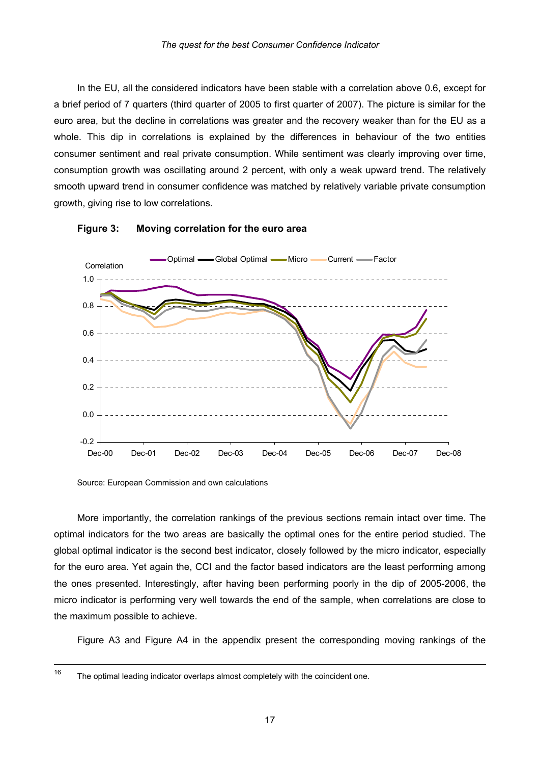In the EU, all the considered indicators have been stable with a correlation above 0.6, except for a brief period of 7 quarters (third quarter of 2005 to first quarter of 2007). The picture is similar for the euro area, but the decline in correlations was greater and the recovery weaker than for the EU as a whole. This dip in correlations is explained by the differences in behaviour of the two entities consumer sentiment and real private consumption. While sentiment was clearly improving over time, consumption growth was oscillating around 2 percent, with only a weak upward trend. The relatively smooth upward trend in consumer confidence was matched by relatively variable private consumption growth, giving rise to low correlations.

**Figure 3: Moving correlation for the euro area**

Source: European Commission and own calculations

More importantly, the correlation rankings of the previous sections remain intact over time. The optimal indicators for the two areas are basically the optimal ones for the entire period studied. The global optimal indicator is the second best indicator, closely followed by the micro indicator, especially for the euro area. Yet again the, CCI and the factor based indicators are the least performing among the ones presented. Interestingly, after having been performing poorly in the dip of 2005-2006, the micro indicator is performing very well towards the end of the sample, when correlations are close to the maximum possible to achieve.

Figure A3 and Figure A4 in the appendix present the corresponding moving rankings of the

[16] The optimal leading indicator overlaps almost completely with the coincident one.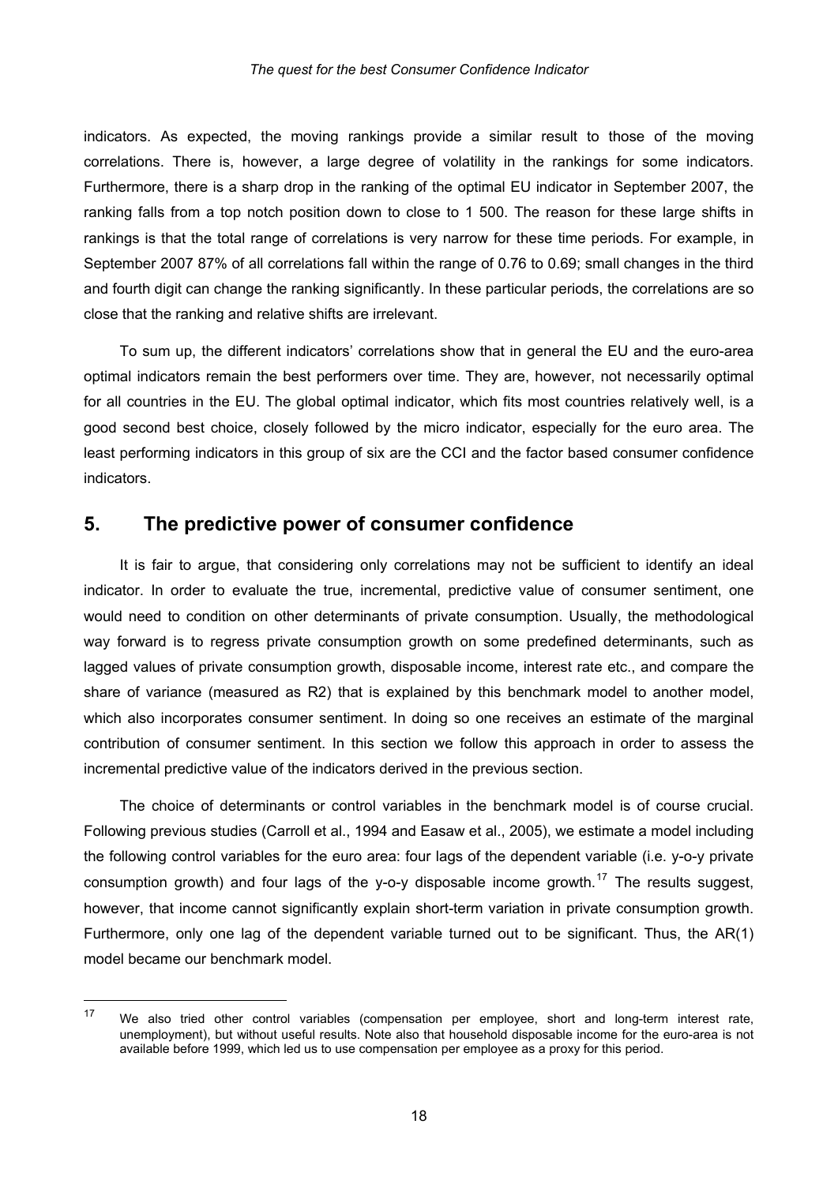indicators. As expected, the moving rankings provide a similar result to those of the moving correlations. There is, however, a large degree of volatility in the rankings for some indicators. Furthermore, there is a sharp drop in the ranking of the optimal EU indicator in September 2007, the ranking falls from a top notch position down to close to 1 500. The reason for these large shifts in rankings is that the total range of correlations is very narrow for these time periods. For example, in September 2007 87% of all correlations fall within the range of 0.76 to 0.69; small changes in the third and fourth digit can change the ranking significantly. In these particular periods, the correlations are so close that the ranking and relative shifts are irrelevant.

To sum up, the different indicators' correlations show that in general the EU and the euro-area optimal indicators remain the best performers over time. They are, however, not necessarily optimal for all countries in the EU. The global optimal indicator, which fits most countries relatively well, is a good second best choice, closely followed by the micro indicator, especially for the euro area. The least performing indicators in this group of six are the CCI and the factor based consumer confidence indicators.

## 5. The predictive power of consumer confidence

It is fair to argue, that considering only correlations may not be sufficient to identify an ideal indicator. In order to evaluate the true, incremental, predictive value of consumer sentiment, one would need to condition on other determinants of private consumption. Usually, the methodological way forward is to regress private consumption growth on some predefined determinants, such as lagged values of private consumption growth, disposable income, interest rate etc., and compare the share of variance (measured as R2) that is explained by this benchmark model to another model, which also incorporates consumer sentiment. In doing so one receives an estimate of the marginal contribution of consumer sentiment. In this section we follow this approach in order to assess the incremental predictive value of the indicators derived in the previous section.

The choice of determinants or control variables in the benchmark model is of course crucial. Following previous studies (Carroll et al., 1994 and Easaw et al., 2005), we estimate a model including the following control variables for the euro area: four lags of the dependent variable (i.e. y-o-y private consumption growth) and four lags of the y-o-y disposable income growth.[17] The results suggest, however, that income cannot significantly explain short-term variation in private consumption growth. Furthermore, only one lag of the dependent variable turned out to be significant. Thus, the AR(1) model became our benchmark model.

[17] We also tried other control variables (compensation per employee, short and long-term interest rate, unemployment), but without useful results. Note also that household disposable income for the euro-area is not available before 1999, which led us to use compensation per employee as a proxy for this period.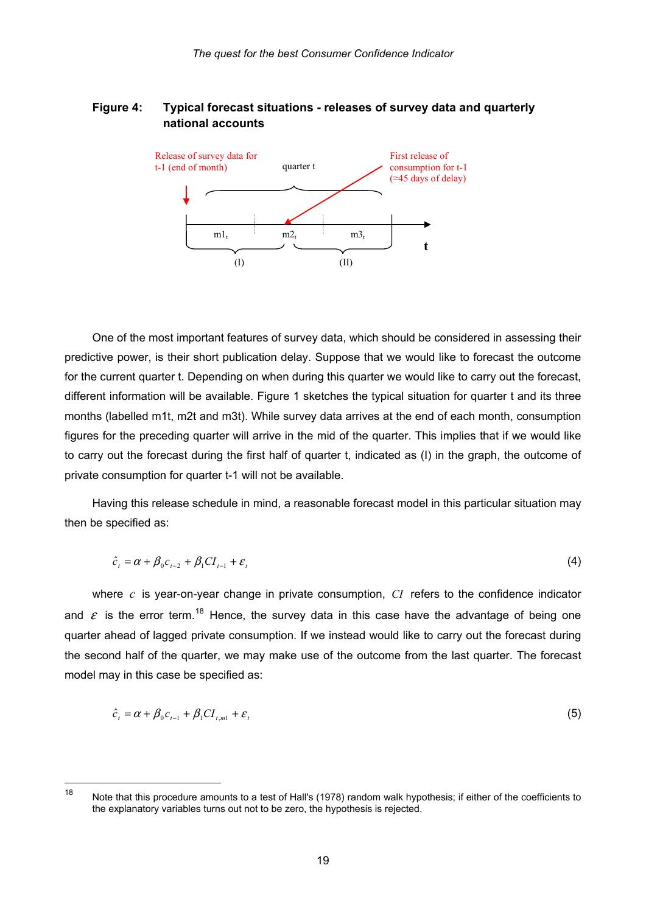**Figure 4: Typical forecast situations - releases of survey data and quarterly national accounts**

One of the most important features of survey data, which should be considered in assessing their predictive power, is their short publication delay. Suppose that we would like to forecast the outcome for the current quarter t. Depending on when during this quarter we would like to carry out the forecast, different information will be available. Figure 1 sketches the typical situation for quarter t and its three months (labelled m1t, m2t and m3t). While survey data arrives at the end of each month, consumption figures for the preceding quarter will arrive in the mid of the quarter. This implies that if we would like to carry out the forecast during the first half of quarter t, indicated as (I) in the graph, the outcome of private consumption for quarter t-1 will not be available.

Having this release schedule in mind, a reasonable forecast model in this particular situation may then be specified as:

$$\hat{c}_t = \alpha + \beta_0 c_{t-2} + \beta_1 CI_{t-1} + \varepsilon_t \tag{4}$$

where $c$ is year-on-year change in private consumption, $CI$ refers to the confidence indicator and $\varepsilon$ is the error term.[18] Hence, the survey data in this case have the advantage of being one quarter ahead of lagged private consumption. If we instead would like to carry out the forecast during the second half of the quarter, we may make use of the outcome from the last quarter. The forecast model may in this case be specified as:

$$\hat{c}_t = \alpha + \beta_0 c_{t-1} + \beta_1 CI_{t,m1} + \varepsilon_t \tag{5}$$

---

[18] Note that this procedure amounts to a test of Hall's (1978) random walk hypothesis; if either of the coefficients to the explanatory variables turns out not to be zero, the hypothesis is rejected.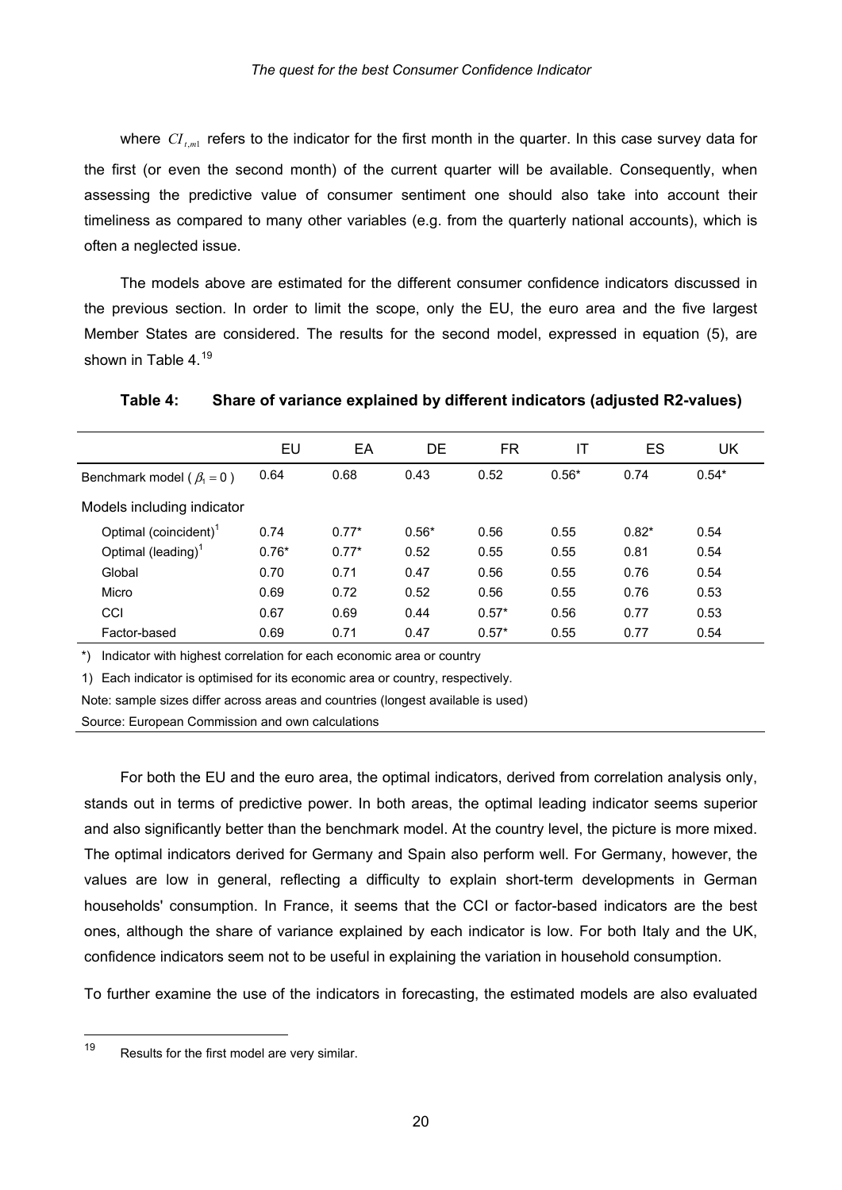where $CI_{t,m1}$ refers to the indicator for the first month in the quarter. In this case survey data for the first (or even the second month) of the current quarter will be available. Consequently, when assessing the predictive value of consumer sentiment one should also take into account their timeliness as compared to many other variables (e.g. from the quarterly national accounts), which is often a neglected issue.

The models above are estimated for the different consumer confidence indicators discussed in the previous section. In order to limit the scope, only the EU, the euro area and the five largest Member States are considered. The results for the second model, expressed in equation (5), are shown in Table 4.[19]

**Table 4: Share of variance explained by different indicators (adjusted R2-values)**

| | EU | EA | DE | FR | IT | ES | UK |
|---|---|---|---|---|---|---|---|
| Benchmark model ( $\beta_1 = 0$ ) | 0.64 | 0.68 | 0.43 | 0.52 | 0.56* | 0.74 | 0.54* |
| Models including indicator | | | | | | | |
| Optimal (coincident)[1] | 0.74 | 0.77* | 0.56* | 0.56 | 0.55 | 0.82* | 0.54 |
| Optimal (leading)[1] | 0.76* | 0.77* | 0.52 | 0.55 | 0.55 | 0.81 | 0.54 |
| Global | 0.70 | 0.71 | 0.47 | 0.56 | 0.55 | 0.76 | 0.54 |
| Micro | 0.69 | 0.72 | 0.52 | 0.56 | 0.55 | 0.76 | 0.53 |
| CCI | 0.67 | 0.69 | 0.44 | 0.57* | 0.56 | 0.77 | 0.53 |
| Factor-based | 0.69 | 0.71 | 0.47 | 0.57* | 0.55 | 0.77 | 0.54 |

*) Indicator with highest correlation for each economic area or country

1) Each indicator is optimised for its economic area or country, respectively.

Note: sample sizes differ across areas and countries (longest available is used)

Source: European Commission and own calculations

For both the EU and the euro area, the optimal indicators, derived from correlation analysis only, stands out in terms of predictive power. In both areas, the optimal leading indicator seems superior and also significantly better than the benchmark model. At the country level, the picture is more mixed. The optimal indicators derived for Germany and Spain also perform well. For Germany, however, the values are low in general, reflecting a difficulty to explain short-term developments in German households' consumption. In France, it seems that the CCI or factor-based indicators are the best ones, although the share of variance explained by each indicator is low. For both Italy and the UK, confidence indicators seem not to be useful in explaining the variation in household consumption.

To further examine the use of the indicators in forecasting, the estimated models are also evaluated

[19] Results for the first model are very similar.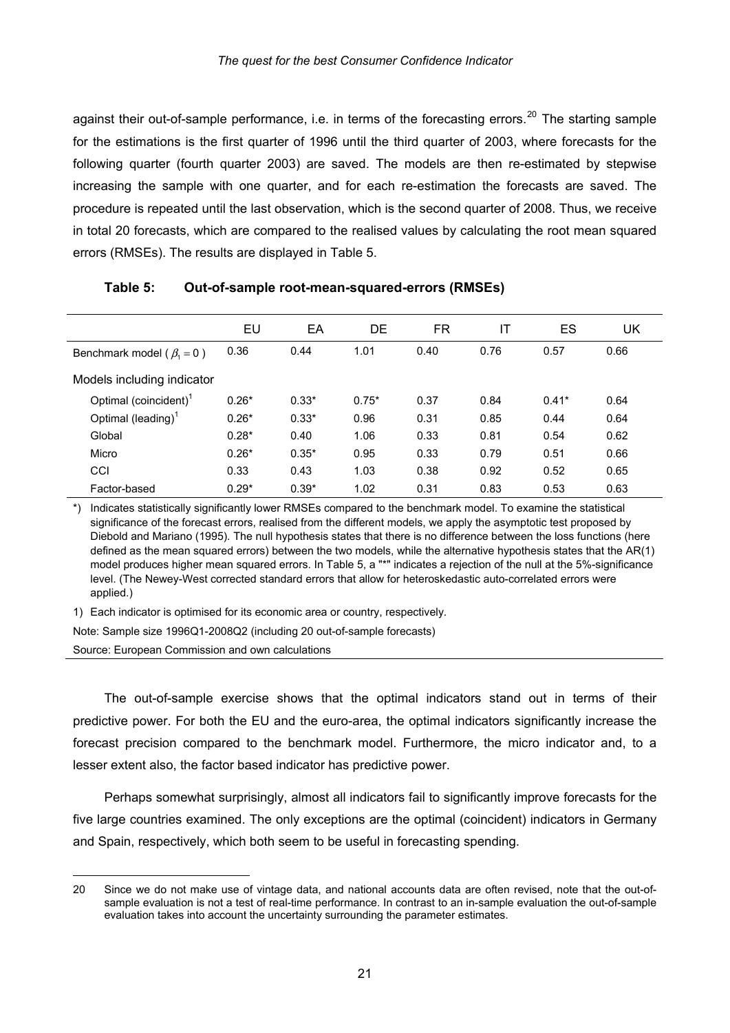against their out-of-sample performance, i.e. in terms of the forecasting errors.[20] The starting sample for the estimations is the first quarter of 1996 until the third quarter of 2003, where forecasts for the following quarter (fourth quarter 2003) are saved. The models are then re-estimated by stepwise increasing the sample with one quarter, and for each re-estimation the forecasts are saved. The procedure is repeated until the last observation, which is the second quarter of 2008. Thus, we receive in total 20 forecasts, which are compared to the realised values by calculating the root mean squared errors (RMSEs). The results are displayed in Table 5.

**Table 5: Out-of-sample root-mean-squared-errors (RMSEs)**

| | EU | EA | DE | FR | IT | ES | UK |
|---|---|---|---|---|---|---|---|
| Benchmark model ( $\beta_1 = 0$ ) | 0.36 | 0.44 | 1.01 | 0.40 | 0.76 | 0.57 | 0.66 |
| Models including indicator | | | | | | | |
| Optimal (coincident)[1] | 0.26* | 0.33* | 0.75* | 0.37 | 0.84 | 0.41* | 0.64 |
| Optimal (leading)[1] | 0.26* | 0.33* | 0.96 | 0.31 | 0.85 | 0.44 | 0.64 |
| Global | 0.28* | 0.40 | 1.06 | 0.33 | 0.81 | 0.54 | 0.62 |
| Micro | 0.26* | 0.35* | 0.95 | 0.33 | 0.79 | 0.51 | 0.66 |
| CCI | 0.33 | 0.43 | 1.03 | 0.38 | 0.92 | 0.52 | 0.65 |
| Factor-based | 0.29* | 0.39* | 1.02 | 0.31 | 0.83 | 0.53 | 0.63 |

*) Indicates statistically significantly lower RMSEs compared to the benchmark model. To examine the statistical significance of the forecast errors, realised from the different models, we apply the asymptotic test proposed by Diebold and Mariano (1995). The null hypothesis states that there is no difference between the loss functions (here defined as the mean squared errors) between the two models, while the alternative hypothesis states that the AR(1) model produces higher mean squared errors. In Table 5, a "*" indicates a rejection of the null at the 5%-significance level. (The Newey-West corrected standard errors that allow for heteroskedastic auto-correlated errors were applied.)

1) Each indicator is optimised for its economic area or country, respectively.

Note: Sample size 1996Q1-2008Q2 (including 20 out-of-sample forecasts)

Source: European Commission and own calculations

The out-of-sample exercise shows that the optimal indicators stand out in terms of their predictive power. For both the EU and the euro-area, the optimal indicators significantly increase the forecast precision compared to the benchmark model. Furthermore, the micro indicator and, to a lesser extent also, the factor based indicator has predictive power.

Perhaps somewhat surprisingly, almost all indicators fail to significantly improve forecasts for the five large countries examined. The only exceptions are the optimal (coincident) indicators in Germany and Spain, respectively, which both seem to be useful in forecasting spending.

20 Since we do not make use of vintage data, and national accounts data are often revised, note that the out-of-sample evaluation is not a test of real-time performance. In contrast to an in-sample evaluation the out-of-sample evaluation takes into account the uncertainty surrounding the parameter estimates.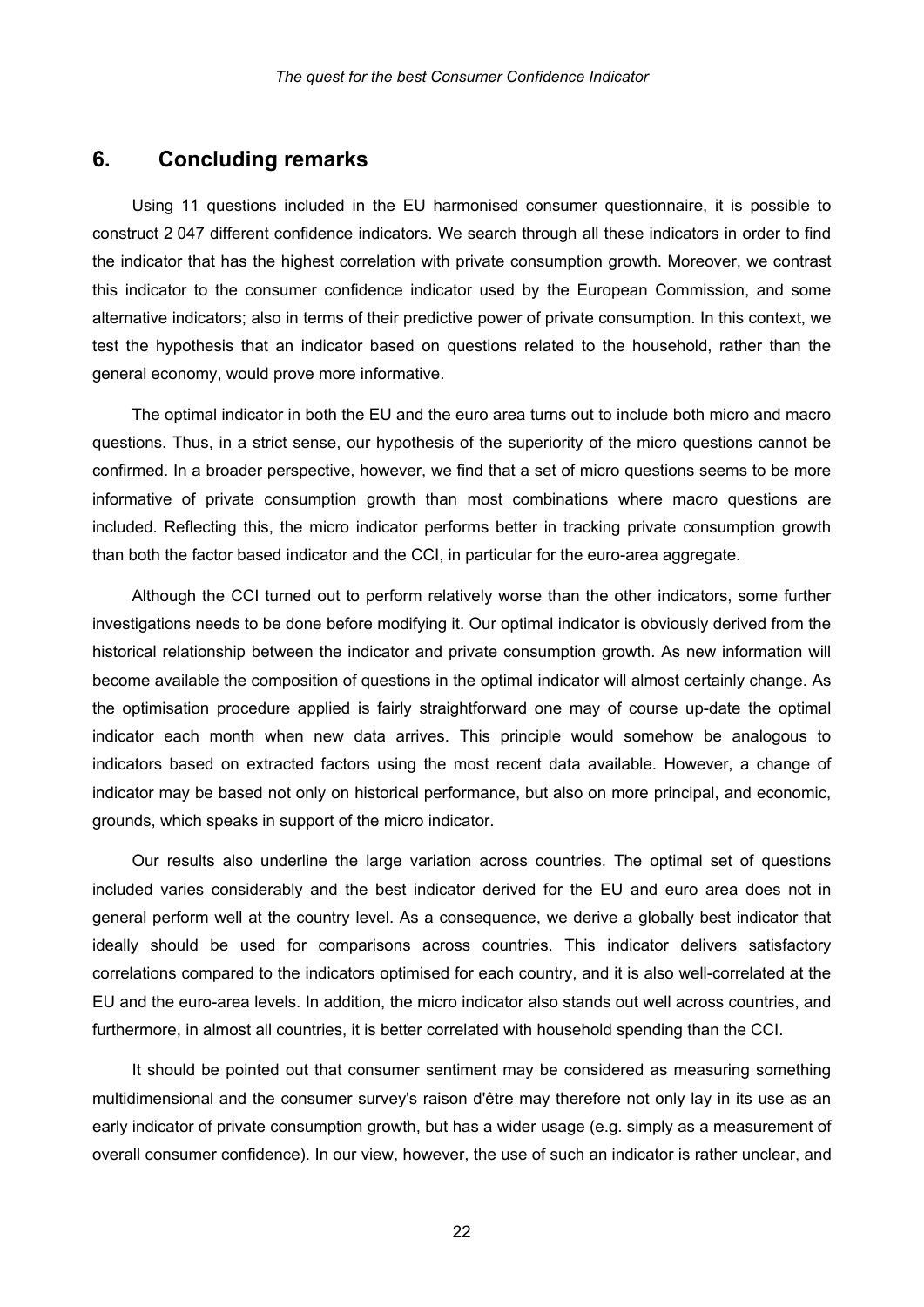## 6. Concluding remarks

Using 11 questions included in the EU harmonised consumer questionnaire, it is possible to construct 2 047 different confidence indicators. We search through all these indicators in order to find the indicator that has the highest correlation with private consumption growth. Moreover, we contrast this indicator to the consumer confidence indicator used by the European Commission, and some alternative indicators; also in terms of their predictive power of private consumption. In this context, we test the hypothesis that an indicator based on questions related to the household, rather than the general economy, would prove more informative.

The optimal indicator in both the EU and the euro area turns out to include both micro and macro questions. Thus, in a strict sense, our hypothesis of the superiority of the micro questions cannot be confirmed. In a broader perspective, however, we find that a set of micro questions seems to be more informative of private consumption growth than most combinations where macro questions are included. Reflecting this, the micro indicator performs better in tracking private consumption growth than both the factor based indicator and the CCI, in particular for the euro-area aggregate.

Although the CCI turned out to perform relatively worse than the other indicators, some further investigations needs to be done before modifying it. Our optimal indicator is obviously derived from the historical relationship between the indicator and private consumption growth. As new information will become available the composition of questions in the optimal indicator will almost certainly change. As the optimisation procedure applied is fairly straightforward one may of course up-date the optimal indicator each month when new data arrives. This principle would somehow be analogous to indicators based on extracted factors using the most recent data available. However, a change of indicator may be based not only on historical performance, but also on more principal, and economic, grounds, which speaks in support of the micro indicator.

Our results also underline the large variation across countries. The optimal set of questions included varies considerably and the best indicator derived for the EU and euro area does not in general perform well at the country level. As a consequence, we derive a globally best indicator that ideally should be used for comparisons across countries. This indicator delivers satisfactory correlations compared to the indicators optimised for each country, and it is also well-correlated at the EU and the euro-area levels. In addition, the micro indicator also stands out well across countries, and furthermore, in almost all countries, it is better correlated with household spending than the CCI.

It should be pointed out that consumer sentiment may be considered as measuring something multidimensional and the consumer survey's raison d'être may therefore not only lay in its use as an early indicator of private consumption growth, but has a wider usage (e.g. simply as a measurement of overall consumer confidence). In our view, however, the use of such an indicator is rather unclear, and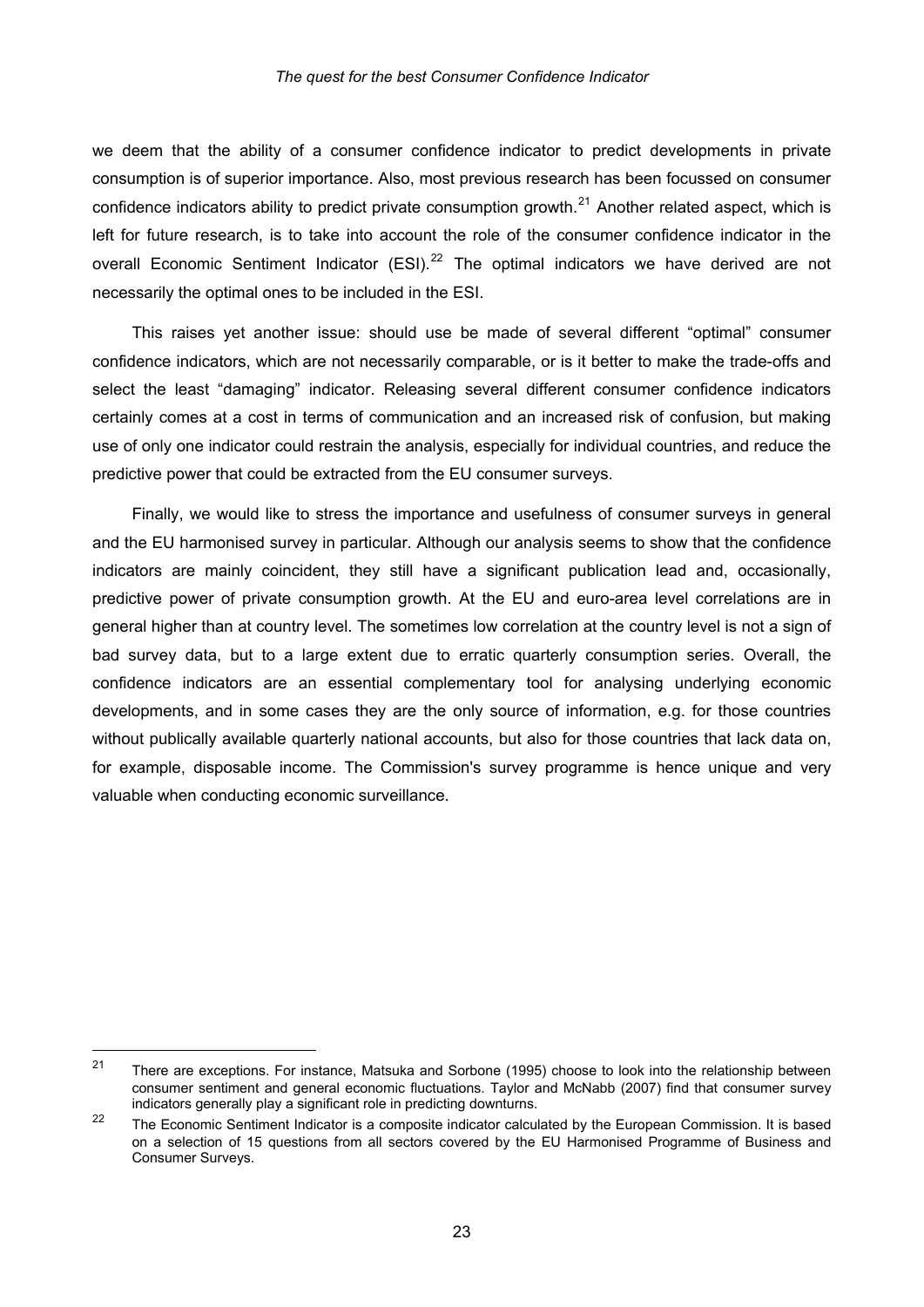we deem that the ability of a consumer confidence indicator to predict developments in private consumption is of superior importance. Also, most previous research has been focussed on consumer confidence indicators ability to predict private consumption growth.[21] Another related aspect, which is left for future research, is to take into account the role of the consumer confidence indicator in the overall Economic Sentiment Indicator (ESI).[22] The optimal indicators we have derived are not necessarily the optimal ones to be included in the ESI.

This raises yet another issue: should use be made of several different "optimal" consumer confidence indicators, which are not necessarily comparable, or is it better to make the trade-offs and select the least "damaging" indicator. Releasing several different consumer confidence indicators certainly comes at a cost in terms of communication and an increased risk of confusion, but making use of only one indicator could restrain the analysis, especially for individual countries, and reduce the predictive power that could be extracted from the EU consumer surveys.

Finally, we would like to stress the importance and usefulness of consumer surveys in general and the EU harmonised survey in particular. Although our analysis seems to show that the confidence indicators are mainly coincident, they still have a significant publication lead and, occasionally, predictive power of private consumption growth. At the EU and euro-area level correlations are in general higher than at country level. The sometimes low correlation at the country level is not a sign of bad survey data, but to a large extent due to erratic quarterly consumption series. Overall, the confidence indicators are an essential complementary tool for analysing underlying economic developments, and in some cases they are the only source of information, e.g. for those countries without publically available quarterly national accounts, but also for those countries that lack data on, for example, disposable income. The Commission's survey programme is hence unique and very valuable when conducting economic surveillance.

---

[21] There are exceptions. For instance, Matsuka and Sorbone (1995) choose to look into the relationship between consumer sentiment and general economic fluctuations. Taylor and McNabb (2007) find that consumer survey indicators generally play a significant role in predicting downturns.

[22] The Economic Sentiment Indicator is a composite indicator calculated by the European Commission. It is based on a selection of 15 questions from all sectors covered by the EU Harmonised Programme of Business and Consumer Surveys.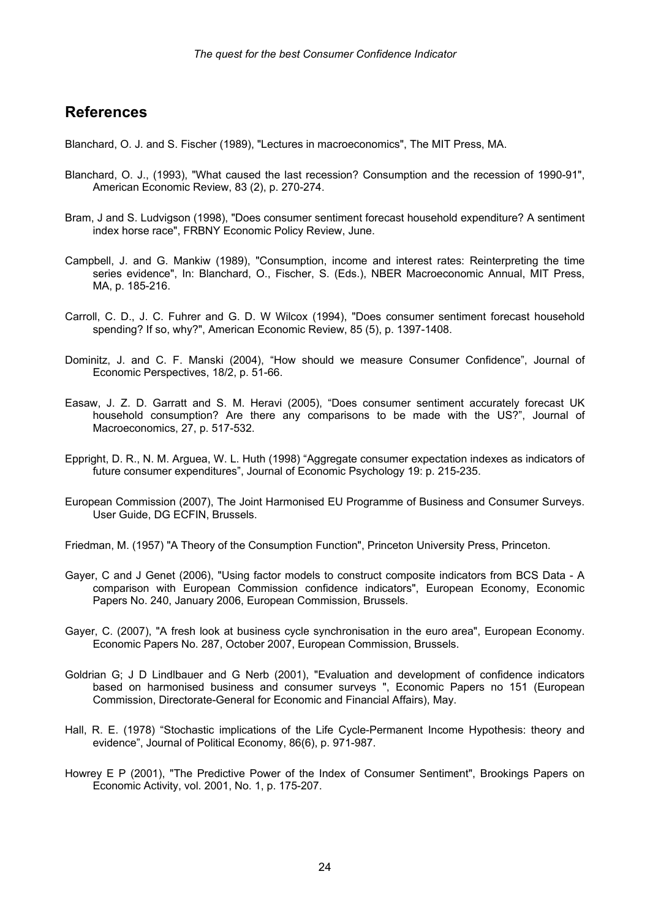## References

Blanchard, O. J. and S. Fischer (1989), "Lectures in macroeconomics", The MIT Press, MA.

Blanchard, O. J., (1993), "What caused the last recession? Consumption and the recession of 1990-91", American Economic Review, 83 (2), p. 270-274.

Bram, J and S. Ludvigson (1998), "Does consumer sentiment forecast household expenditure? A sentiment index horse race", FRBNY Economic Policy Review, June.

Campbell, J. and G. Mankiw (1989), "Consumption, income and interest rates: Reinterpreting the time series evidence", In: Blanchard, O., Fischer, S. (Eds.), NBER Macroeconomic Annual, MIT Press, MA, p. 185-216.

Carroll, C. D., J. C. Fuhrer and G. D. W Wilcox (1994), "Does consumer sentiment forecast household spending? If so, why?", American Economic Review, 85 (5), p. 1397-1408.

Dominitz, J. and C. F. Manski (2004), "How should we measure Consumer Confidence", Journal of Economic Perspectives, 18/2, p. 51-66.

Easaw, J. Z. D. Garratt and S. M. Heravi (2005), "Does consumer sentiment accurately forecast UK household consumption? Are there any comparisons to be made with the US?", Journal of Macroeconomics, 27, p. 517-532.

Eppright, D. R., N. M. Arguea, W. L. Huth (1998) "Aggregate consumer expectation indexes as indicators of future consumer expenditures", Journal of Economic Psychology 19: p. 215-235.

European Commission (2007), The Joint Harmonised EU Programme of Business and Consumer Surveys. User Guide, DG ECFIN, Brussels.

Friedman, M. (1957) "A Theory of the Consumption Function", Princeton University Press, Princeton.

Gayer, C and J Genet (2006), "Using factor models to construct composite indicators from BCS Data - A comparison with European Commission confidence indicators", European Economy, Economic Papers No. 240, January 2006, European Commission, Brussels.

Gayer, C. (2007), "A fresh look at business cycle synchronisation in the euro area", European Economy. Economic Papers No. 287, October 2007, European Commission, Brussels.

Goldrian G; J D Lindlbauer and G Nerb (2001), "Evaluation and development of confidence indicators based on harmonised business and consumer surveys ", Economic Papers no 151 (European Commission, Directorate-General for Economic and Financial Affairs), May.

Hall, R. E. (1978) "Stochastic implications of the Life Cycle-Permanent Income Hypothesis: theory and evidence", Journal of Political Economy, 86(6), p. 971-987.

Howrey E P (2001), "The Predictive Power of the Index of Consumer Sentiment", Brookings Papers on Economic Activity, vol. 2001, No. 1, p. 175-207.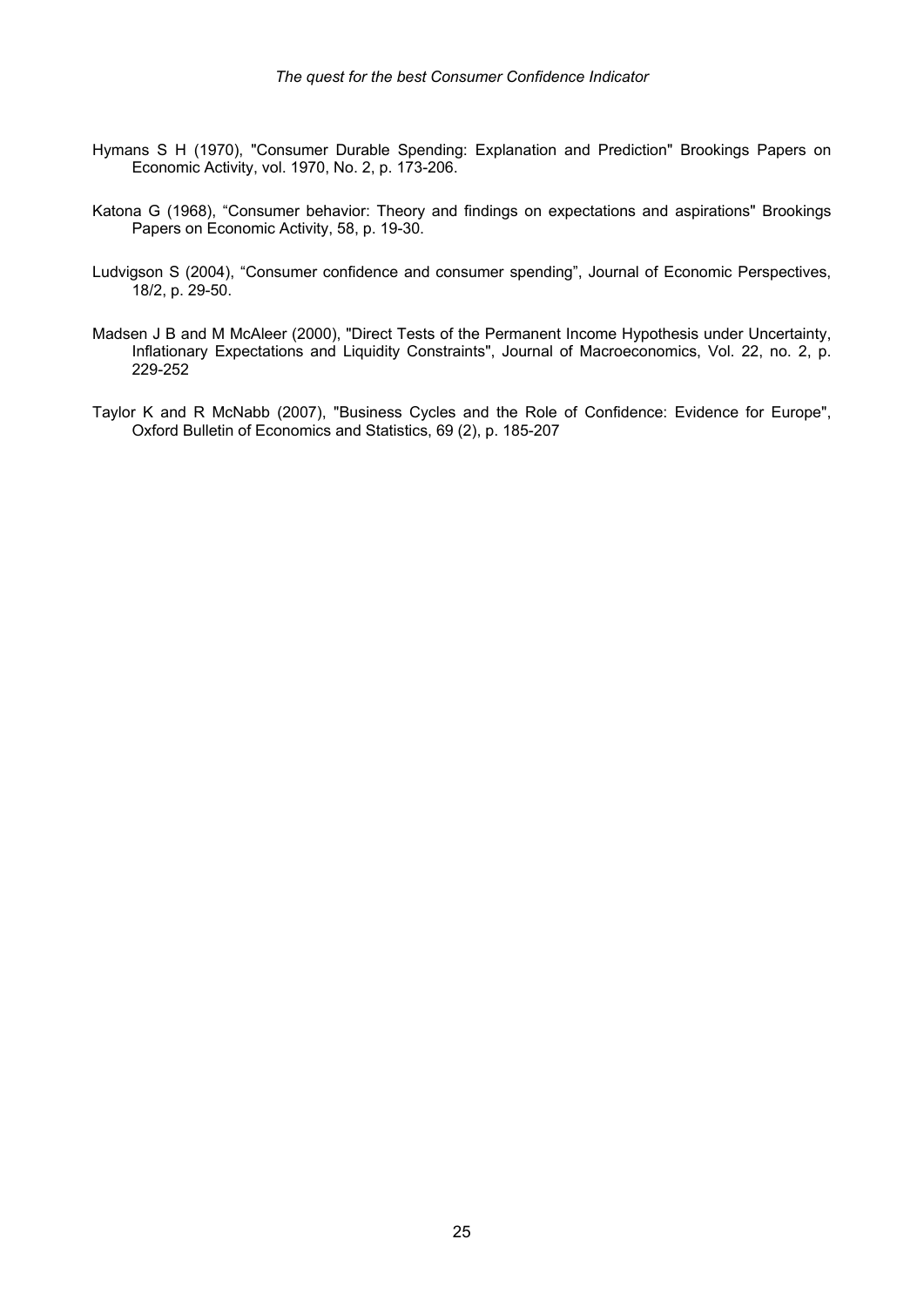Hymans S H (1970), "Consumer Durable Spending: Explanation and Prediction" Brookings Papers on Economic Activity, vol. 1970, No. 2, p. 173-206.

Katona G (1968), "Consumer behavior: Theory and findings on expectations and aspirations" Brookings Papers on Economic Activity, 58, p. 19-30.

Ludvigson S (2004), "Consumer confidence and consumer spending", Journal of Economic Perspectives, 18/2, p. 29-50.

Madsen J B and M McAleer (2000), "Direct Tests of the Permanent Income Hypothesis under Uncertainty, Inflationary Expectations and Liquidity Constraints", Journal of Macroeconomics, Vol. 22, no. 2, p. 229-252

Taylor K and R McNabb (2007), "Business Cycles and the Role of Confidence: Evidence for Europe", Oxford Bulletin of Economics and Statistics, 69 (2), p. 185-207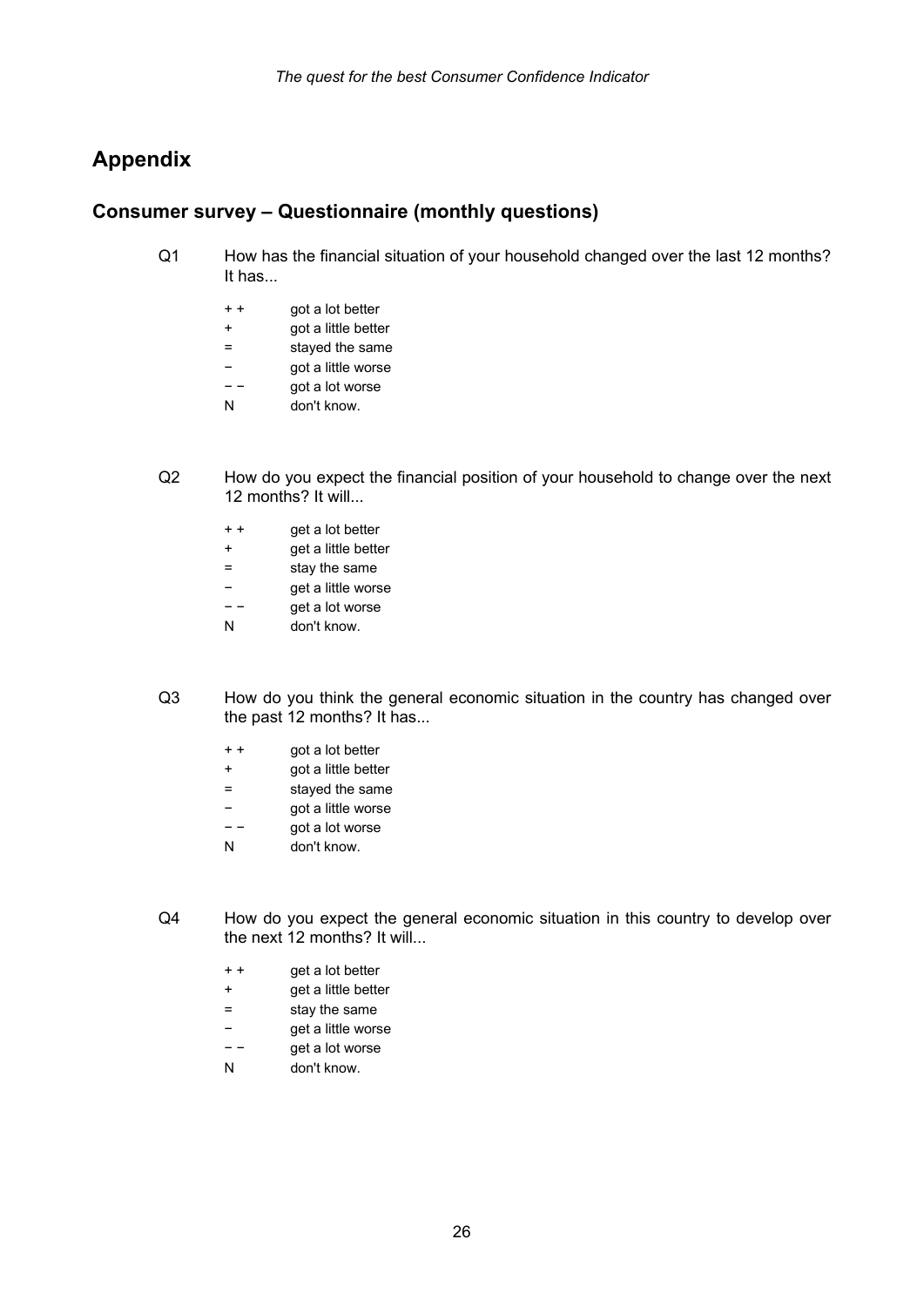# Appendix

## Consumer survey – Questionnaire (monthly questions)

Q1 How has the financial situation of your household changed over the last 12 months? It has...

- + + got a lot better
- + got a little better
- = stayed the same
- − got a little worse
- − − got a lot worse
- N don't know.

Q2 How do you expect the financial position of your household to change over the next 12 months? It will...

- + + get a lot better
- + get a little better
- = stay the same
- − get a little worse
- − − get a lot worse
- N don't know.

Q3 How do you think the general economic situation in the country has changed over the past 12 months? It has...

- + + got a lot better
- + got a little better
- = stayed the same
- − got a little worse
- − − got a lot worse
- N don't know.

Q4 How do you expect the general economic situation in this country to develop over the next 12 months? It will...

- + + get a lot better
- + get a little better
- = stay the same
- − get a little worse
- − − get a lot worse
- N don't know.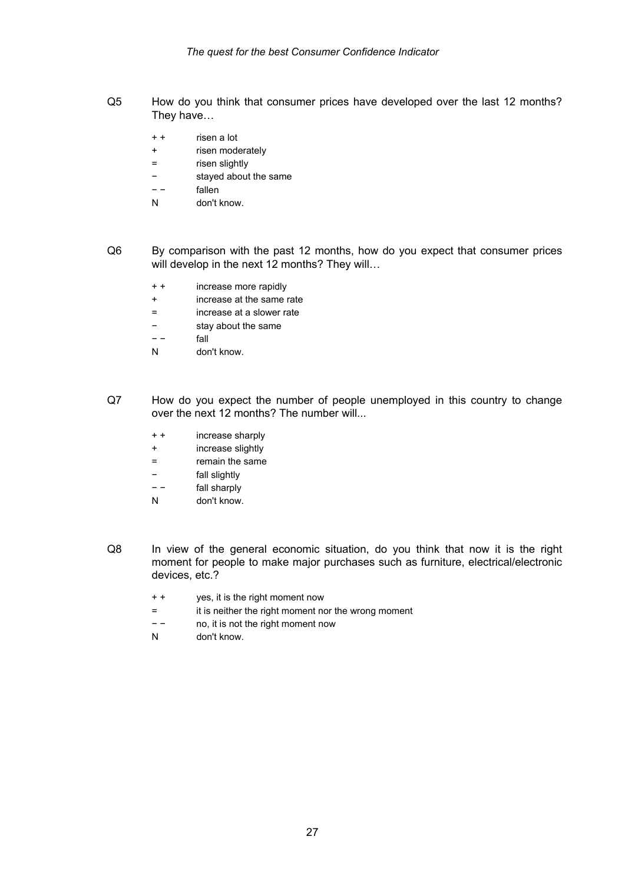Q5 How do you think that consumer prices have developed over the last 12 months? They have…

| | |
|---|---|
| + + | risen a lot |
| + | risen moderately |
| = | risen slightly |
| − | stayed about the same |
| − − | fallen |
| N | don't know. |

Q6 By comparison with the past 12 months, how do you expect that consumer prices will develop in the next 12 months? They will…

| | |
|---|---|
| + + | increase more rapidly |
| + | increase at the same rate |
| = | increase at a slower rate |
| − | stay about the same |
| − − | fall |
| N | don't know. |

Q7 How do you expect the number of people unemployed in this country to change over the next 12 months? The number will...

| | |
|---|---|
| + + | increase sharply |
| + | increase slightly |
| = | remain the same |
| − | fall slightly |
| − − | fall sharply |
| N | don't know. |

Q8 In view of the general economic situation, do you think that now it is the right moment for people to make major purchases such as furniture, electrical/electronic devices, etc.?

| | |
|---|---|
| + + | yes, it is the right moment now |
| = | it is neither the right moment nor the wrong moment |
| − − | no, it is not the right moment now |
| N | don't know. |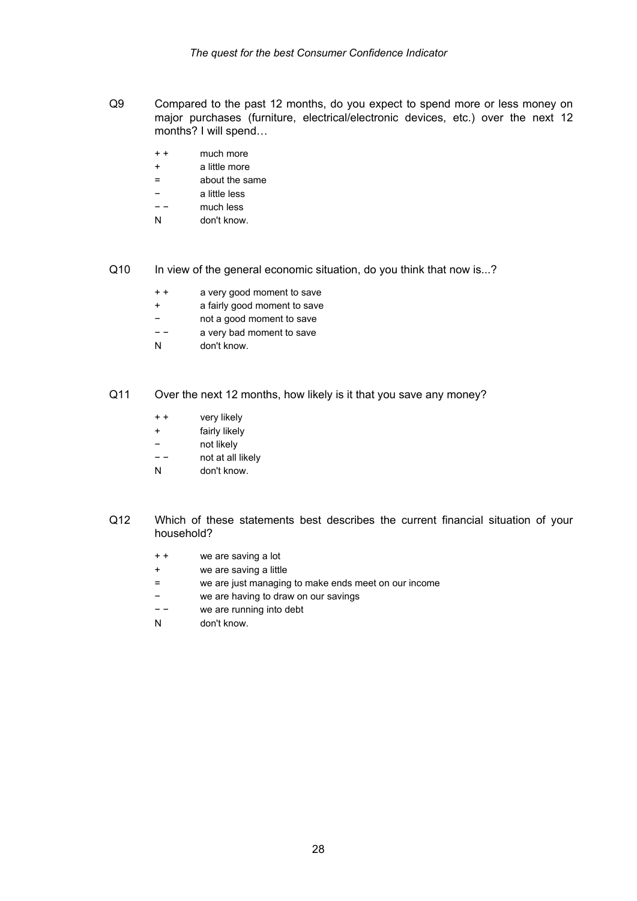Q9 Compared to the past 12 months, do you expect to spend more or less money on major purchases (furniture, electrical/electronic devices, etc.) over the next 12 months? I will spend…

+ + much more
+ a little more
= about the same
− a little less
− − much less
N don't know.

Q10 In view of the general economic situation, do you think that now is...?

+ + a very good moment to save
+ a fairly good moment to save
− not a good moment to save
− − a very bad moment to save
N don't know.

Q11 Over the next 12 months, how likely is it that you save any money?

+ + very likely
+ fairly likely
− not likely
− − not at all likely
N don't know.

Q12 Which of these statements best describes the current financial situation of your household?

+ + we are saving a lot
+ we are saving a little
= we are just managing to make ends meet on our income
− we are having to draw on our savings
− − we are running into debt
N don't know.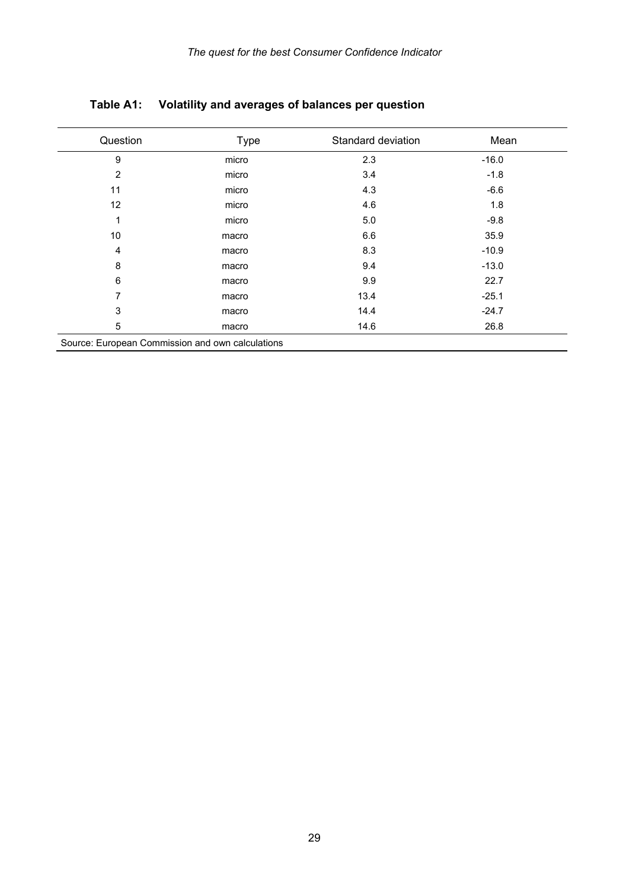**Table A1: Volatility and averages of balances per question**

| Question | Type | Standard deviation | Mean |
|---|---|---|---|
| 9 | micro | 2.3 | -16.0 |
| 2 | micro | 3.4 | -1.8 |
| 11 | micro | 4.3 | -6.6 |
| 12 | micro | 4.6 | 1.8 |
| 1 | micro | 5.0 | -9.8 |
| 10 | macro | 6.6 | 35.9 |
| 4 | macro | 8.3 | -10.9 |
| 8 | macro | 9.4 | -13.0 |
| 6 | macro | 9.9 | 22.7 |
| 7 | macro | 13.4 | -25.1 |
| 3 | macro | 14.4 | -24.7 |
| 5 | macro | 14.6 | 26.8 |

Source: European Commission and own calculations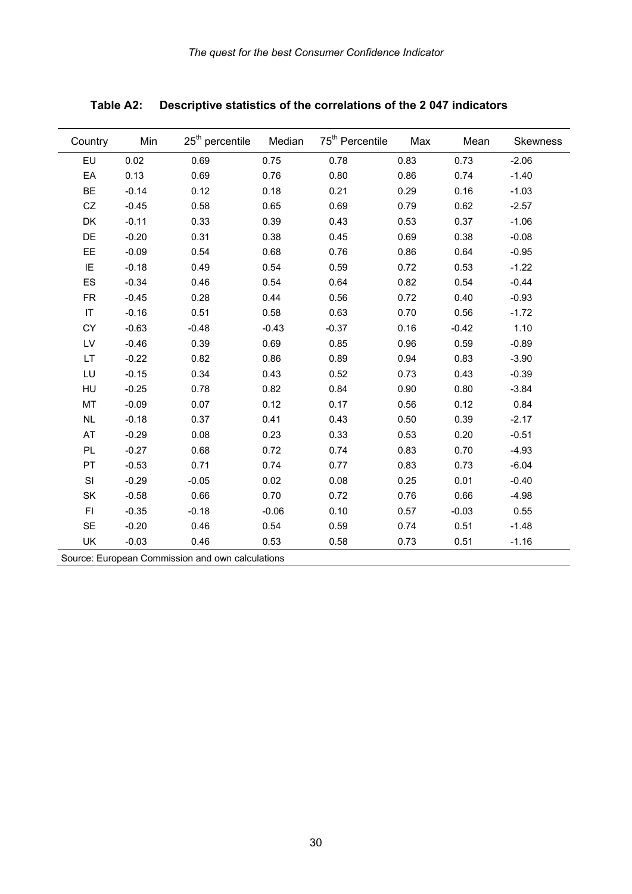**Table A2: Descriptive statistics of the correlations of the 2 047 indicators**

| Country | Min | 25$^{th}$ percentile | Median | 75$^{th}$ Percentile | Max | Mean | Skewness |
|---|---|---|---|---|---|---|---|
| EU | 0.02 | 0.69 | 0.75 | 0.78 | 0.83 | 0.73 | -2.06 |
| EA | 0.13 | 0.69 | 0.76 | 0.80 | 0.86 | 0.74 | -1.40 |
| BE | -0.14 | 0.12 | 0.18 | 0.21 | 0.29 | 0.16 | -1.03 |
| CZ | -0.45 | 0.58 | 0.65 | 0.69 | 0.79 | 0.62 | -2.57 |
| DK | -0.11 | 0.33 | 0.39 | 0.43 | 0.53 | 0.37 | -1.06 |
| DE | -0.20 | 0.31 | 0.38 | 0.45 | 0.69 | 0.38 | -0.08 |
| EE | -0.09 | 0.54 | 0.68 | 0.76 | 0.86 | 0.64 | -0.95 |
| IE | -0.18 | 0.49 | 0.54 | 0.59 | 0.72 | 0.53 | -1.22 |
| ES | -0.34 | 0.46 | 0.54 | 0.64 | 0.82 | 0.54 | -0.44 |
| FR | -0.45 | 0.28 | 0.44 | 0.56 | 0.72 | 0.40 | -0.93 |
| IT | -0.16 | 0.51 | 0.58 | 0.63 | 0.70 | 0.56 | -1.72 |
| CY | -0.63 | -0.48 | -0.43 | -0.37 | 0.16 | -0.42 | 1.10 |
| LV | -0.46 | 0.39 | 0.69 | 0.85 | 0.96 | 0.59 | -0.89 |
| LT | -0.22 | 0.82 | 0.86 | 0.89 | 0.94 | 0.83 | -3.90 |
| LU | -0.15 | 0.34 | 0.43 | 0.52 | 0.73 | 0.43 | -0.39 |
| HU | -0.25 | 0.78 | 0.82 | 0.84 | 0.90 | 0.80 | -3.84 |
| MT | -0.09 | 0.07 | 0.12 | 0.17 | 0.56 | 0.12 | 0.84 |
| NL | -0.18 | 0.37 | 0.41 | 0.43 | 0.50 | 0.39 | -2.17 |
| AT | -0.29 | 0.08 | 0.23 | 0.33 | 0.53 | 0.20 | -0.51 |
| PL | -0.27 | 0.68 | 0.72 | 0.74 | 0.83 | 0.70 | -4.93 |
| PT | -0.53 | 0.71 | 0.74 | 0.77 | 0.83 | 0.73 | -6.04 |
| SI | -0.29 | -0.05 | 0.02 | 0.08 | 0.25 | 0.01 | -0.40 |
| SK | -0.58 | 0.66 | 0.70 | 0.72 | 0.76 | 0.66 | -4.98 |
| FI | -0.35 | -0.18 | -0.06 | 0.10 | 0.57 | -0.03 | 0.55 |
| SE | -0.20 | 0.46 | 0.54 | 0.59 | 0.74 | 0.51 | -1.48 |
| UK | -0.03 | 0.46 | 0.53 | 0.58 | 0.73 | 0.51 | -1.16 |

Source: European Commission and own calculations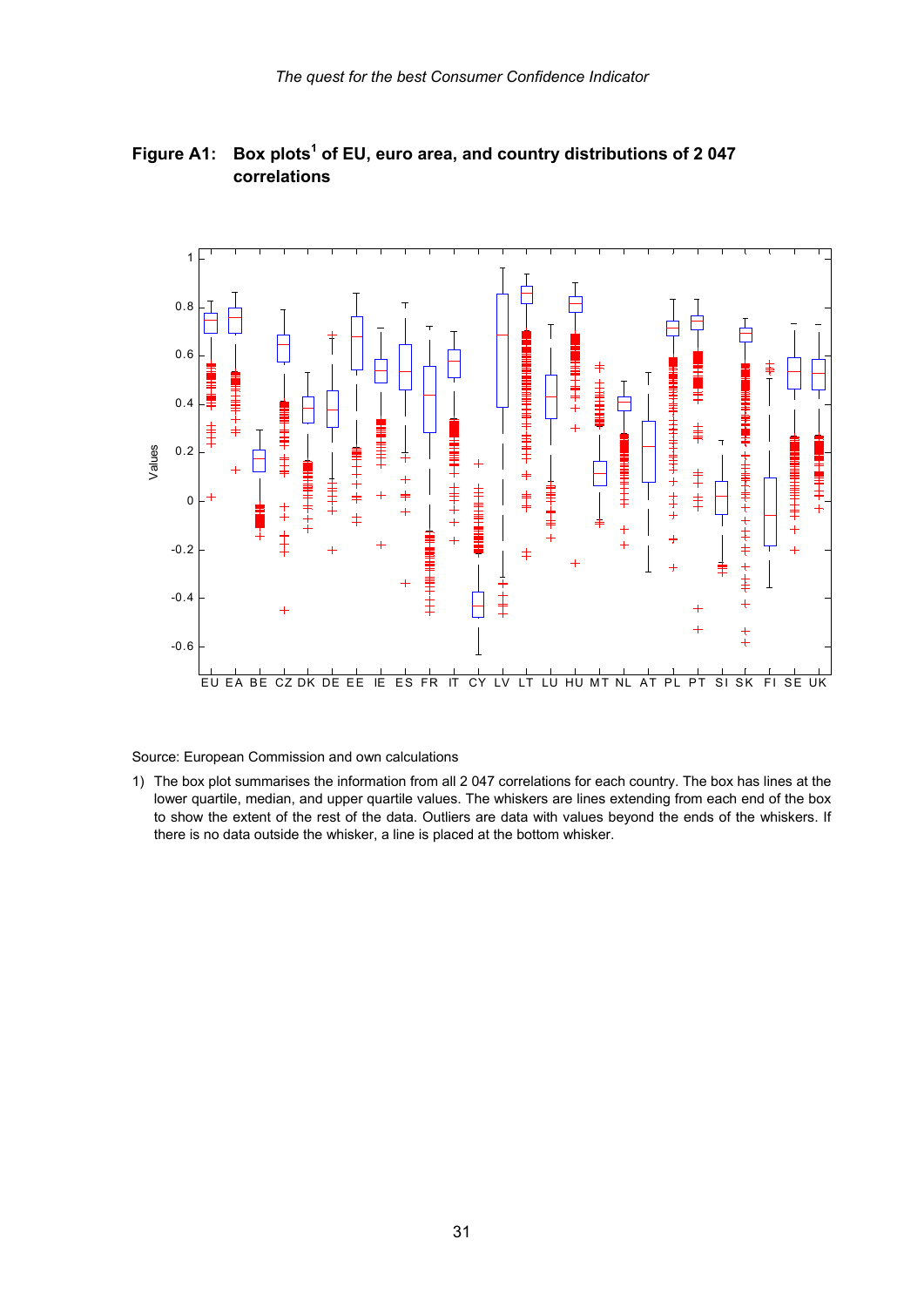**Figure A1: Box plots[1] of EU, euro area, and country distributions of 2 047 correlations**

Source: European Commission and own calculations

1) The box plot summarises the information from all 2 047 correlations for each country. The box has lines at the lower quartile, median, and upper quartile values. The whiskers are lines extending from each end of the box to show the extent of the rest of the data. Outliers are data with values beyond the ends of the whiskers. If there is no data outside the whisker, a line is placed at the bottom whisker.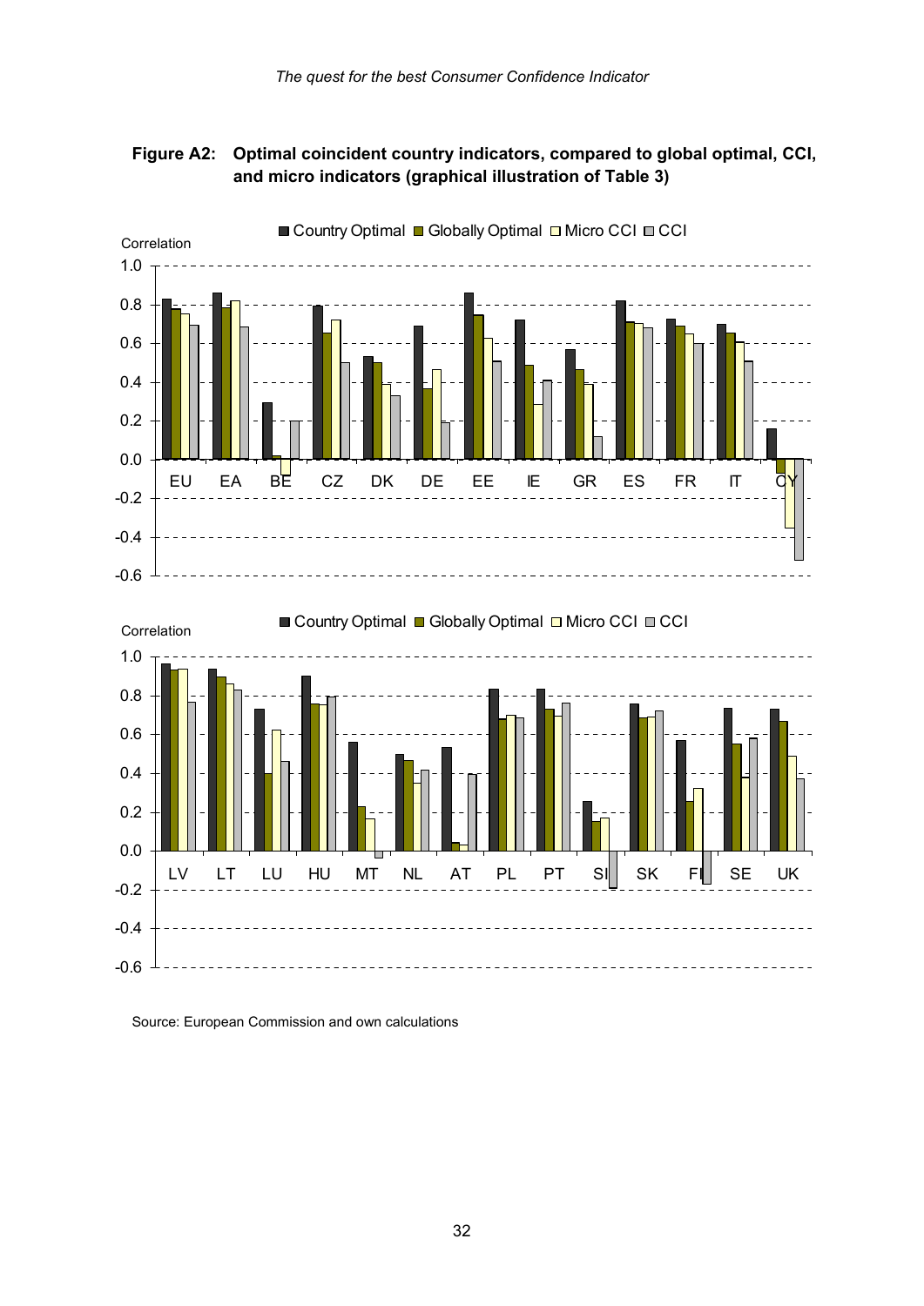**Figure A2: Optimal coincident country indicators, compared to global optimal, CCI, and micro indicators (graphical illustration of Table 3)**

Source: European Commission and own calculations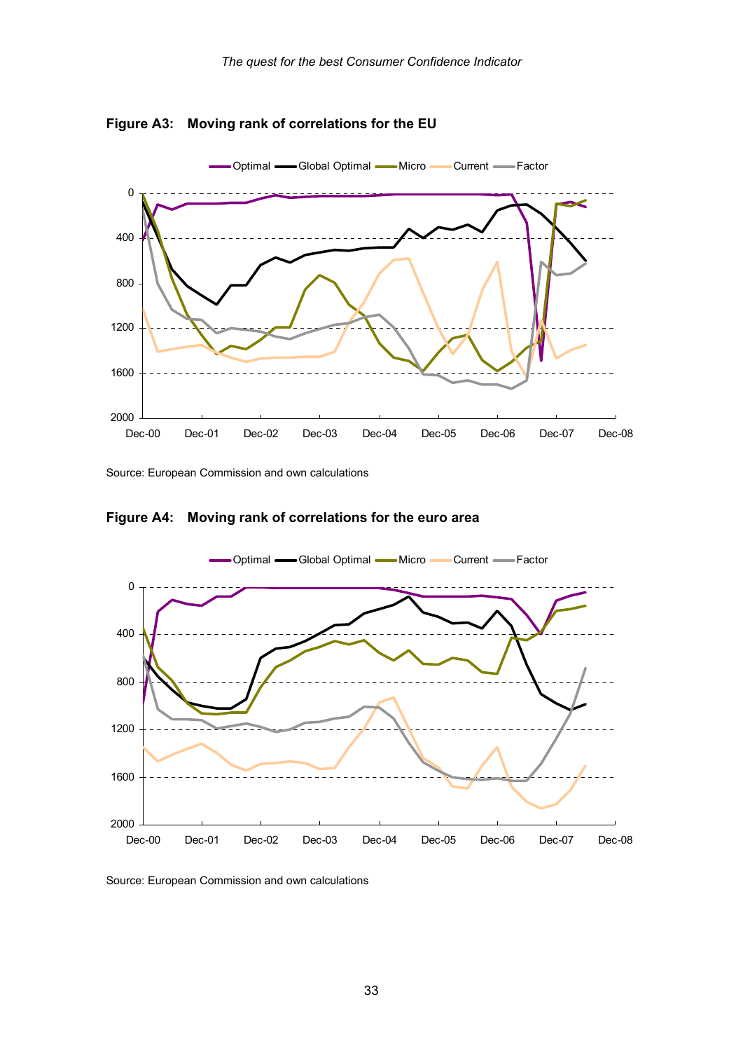**Figure A3: Moving rank of correlations for the EU**

Optimal
Global Optimal
Micro
Current
Factor

0
400
800
1200
1600
2000

Dec-00 Dec-01 Dec-02 Dec-03 Dec-04 Dec-05 Dec-06 Dec-07 Dec-08

Source: European Commission and own calculations

**Figure A4: Moving rank of correlations for the euro area**

Optimal
Global Optimal
Micro
Current
Factor

0
400
800
1200
1600
2000

Dec-00 Dec-01 Dec-02 Dec-03 Dec-04 Dec-05 Dec-06 Dec-07 Dec-08

Source: European Commission and own calculations